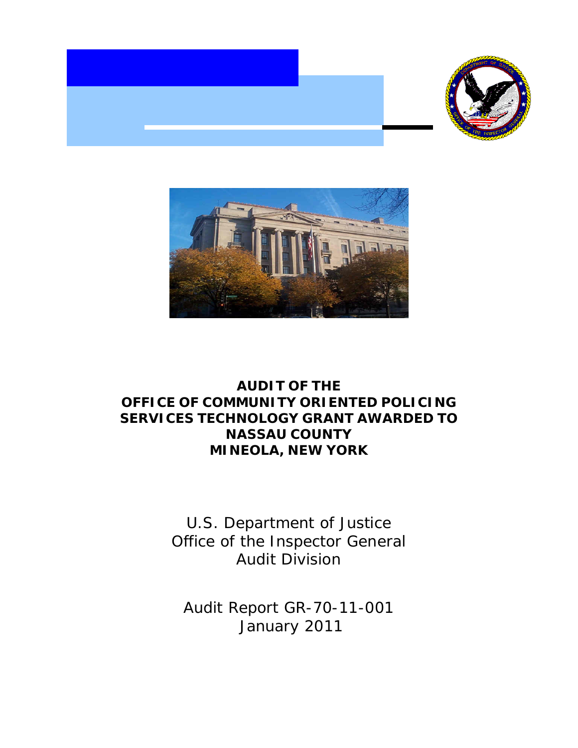# AUDIT OF THE OFFICE OF COMMUNITY ORIENTED POLICING SERVICES TECHNOLOGY GRANT AWARDED TO NASSAU COUNTY MINEOLA, NEW YORK

U.S. Department of Justice
Office of the Inspector General
Audit Division

Audit Report GR-70-11-001
January 2011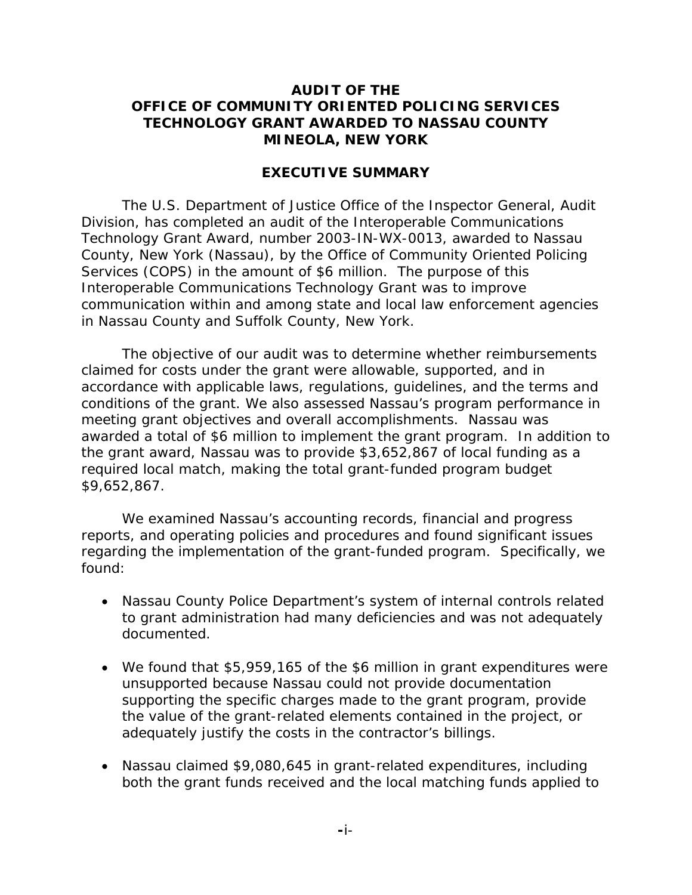# AUDIT OF THE OFFICE OF COMMUNITY ORIENTED POLICING SERVICES TECHNOLOGY GRANT AWARDED TO NASSAU COUNTY MINEOLA, NEW YORK

## EXECUTIVE SUMMARY

The U.S. Department of Justice Office of the Inspector General, Audit Division, has completed an audit of the Interoperable Communications Technology Grant Award, number 2003-IN-WX-0013, awarded to Nassau County, New York (Nassau), by the Office of Community Oriented Policing Services (COPS) in the amount of $6 million. The purpose of this Interoperable Communications Technology Grant was to improve communication within and among state and local law enforcement agencies in Nassau County and Suffolk County, New York.

The objective of our audit was to determine whether reimbursements claimed for costs under the grant were allowable, supported, and in accordance with applicable laws, regulations, guidelines, and the terms and conditions of the grant. We also assessed Nassau's program performance in meeting grant objectives and overall accomplishments. Nassau was awarded a total of $6 million to implement the grant program. In addition to the grant award, Nassau was to provide $3,652,867 of local funding as a required local match, making the total grant-funded program budget $9,652,867.

We examined Nassau's accounting records, financial and progress reports, and operating policies and procedures and found significant issues regarding the implementation of the grant-funded program. Specifically, we found:

- Nassau County Police Department's system of internal controls related to grant administration had many deficiencies and was not adequately documented.
- We found that $5,959,165 of the $6 million in grant expenditures were unsupported because Nassau could not provide documentation supporting the specific charges made to the grant program, provide the value of the grant-related elements contained in the project, or adequately justify the costs in the contractor's billings.
- Nassau claimed $9,080,645 in grant-related expenditures, including both the grant funds received and the local matching funds applied to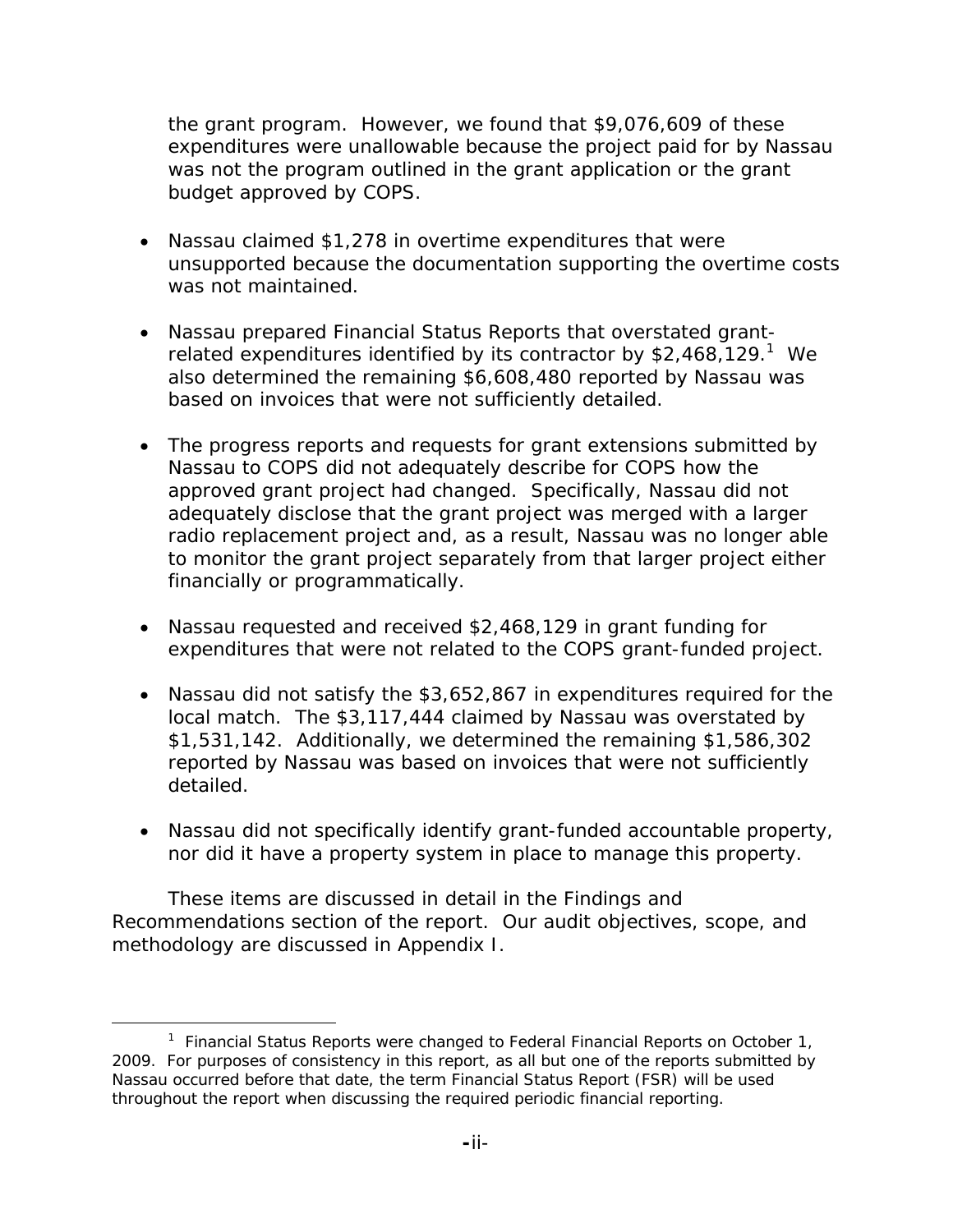the grant program. However, we found that $9,076,609 of these expenditures were unallowable because the project paid for by Nassau was not the program outlined in the grant application or the grant budget approved by COPS.

- Nassau claimed $1,278 in overtime expenditures that were unsupported because the documentation supporting the overtime costs was not maintained.

- Nassau prepared Financial Status Reports that overstated grant-related expenditures identified by its contractor by $2,468,129.[1] We also determined the remaining $6,608,480 reported by Nassau was based on invoices that were not sufficiently detailed.

- The progress reports and requests for grant extensions submitted by Nassau to COPS did not adequately describe for COPS how the approved grant project had changed. Specifically, Nassau did not adequately disclose that the grant project was merged with a larger radio replacement project and, as a result, Nassau was no longer able to monitor the grant project separately from that larger project either financially or programmatically.

- Nassau requested and received $2,468,129 in grant funding for expenditures that were not related to the COPS grant-funded project.

- Nassau did not satisfy the $3,652,867 in expenditures required for the local match. The $3,117,444 claimed by Nassau was overstated by $1,531,142. Additionally, we determined the remaining $1,586,302 reported by Nassau was based on invoices that were not sufficiently detailed.

- Nassau did not specifically identify grant-funded accountable property, nor did it have a property system in place to manage this property.

These items are discussed in detail in the Findings and Recommendations section of the report. Our audit objectives, scope, and methodology are discussed in Appendix I.

[1] Financial Status Reports were changed to Federal Financial Reports on October 1, 2009. For purposes of consistency in this report, as all but one of the reports submitted by Nassau occurred before that date, the term Financial Status Report (FSR) will be used throughout the report when discussing the required periodic financial reporting.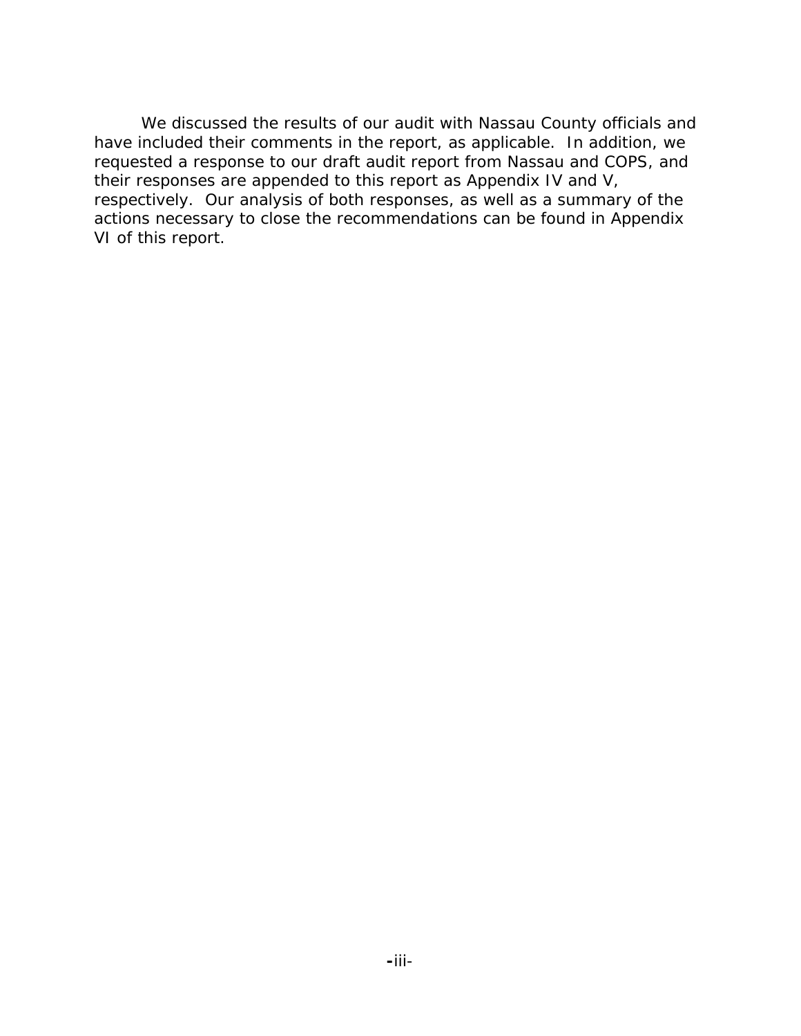We discussed the results of our audit with Nassau County officials and have included their comments in the report, as applicable. In addition, we requested a response to our draft audit report from Nassau and COPS, and their responses are appended to this report as Appendix IV and V, respectively. Our analysis of both responses, as well as a summary of the actions necessary to close the recommendations can be found in Appendix VI of this report.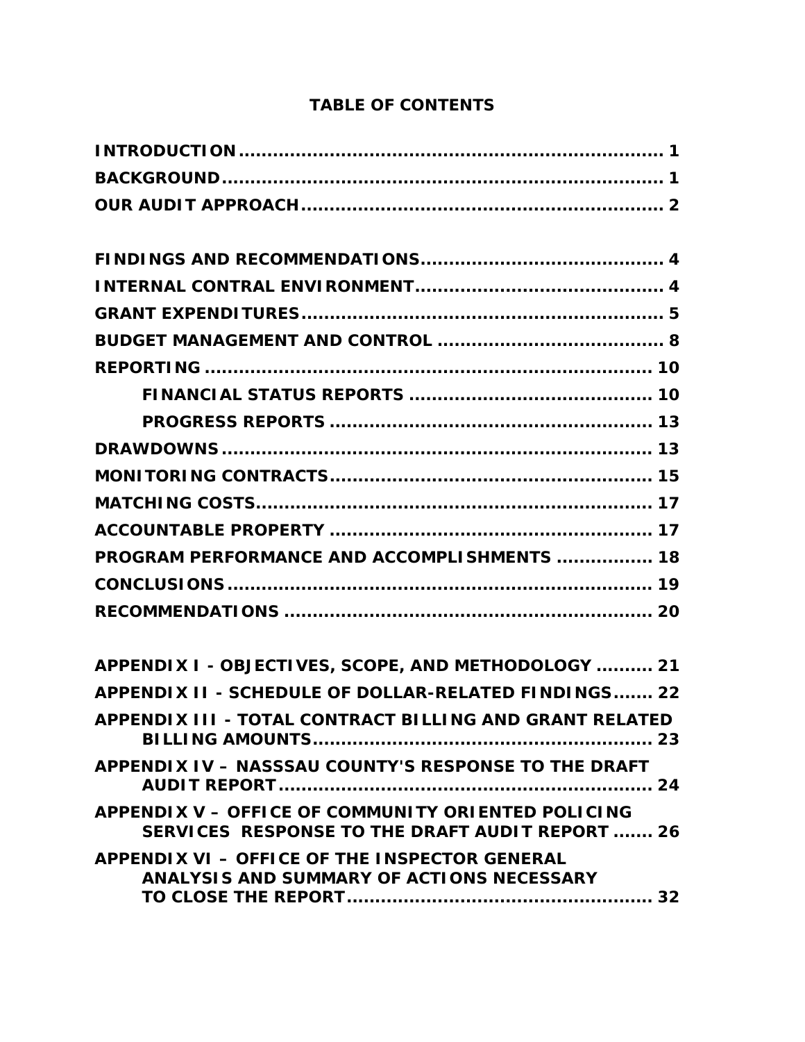# TABLE OF CONTENTS

**INTRODUCTION** ........................................................................ 1
**BACKGROUND** .......................................................................... 1
**OUR AUDIT APPROACH** ............................................................ 2

**FINDINGS AND RECOMMENDATIONS** ......................................... 4
**INTERNAL CONTRAL ENVIRONMENT** .......................................... 4
**GRANT EXPENDITURES** ............................................................. 5
**BUDGET MANAGEMENT AND CONTROL** ...................................... 8
**REPORTING** ........................................................................... 10
  **FINANCIAL STATUS REPORTS** ......................................... 10
  **PROGRESS REPORTS** ..................................................... 13
**DRAWDOWNS** ......................................................................... 13
**MONITORING CONTRACTS** ....................................................... 15
**MATCHING COSTS** .................................................................. 17
**ACCOUNTABLE PROPERTY** ...................................................... 17
**PROGRAM PERFORMANCE AND ACCOMPLISHMENTS** ................ 18
**CONCLUSIONS** ........................................................................ 19
**RECOMMENDATIONS** ............................................................... 20

**APPENDIX I - OBJECTIVES, SCOPE, AND METHODOLOGY** .......... 21
**APPENDIX II - SCHEDULE OF DOLLAR-RELATED FINDINGS** ....... 22
**APPENDIX III - TOTAL CONTRACT BILLING AND GRANT RELATED BILLING AMOUNTS** ....................................................... 23
**APPENDIX IV – NASSSAU COUNTY'S RESPONSE TO THE DRAFT AUDIT REPORT** ............................................................. 24
**APPENDIX V – OFFICE OF COMMUNITY ORIENTED POLICING SERVICES RESPONSE TO THE DRAFT AUDIT REPORT** ....... 26
**APPENDIX VI – OFFICE OF THE INSPECTOR GENERAL ANALYSIS AND SUMMARY OF ACTIONS NECESSARY TO CLOSE THE REPORT** .................................................. 32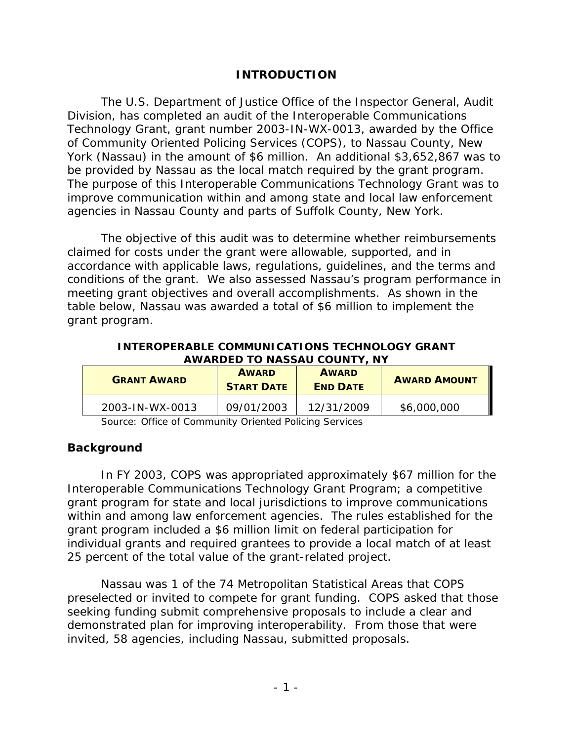## INTRODUCTION

The U.S. Department of Justice Office of the Inspector General, Audit Division, has completed an audit of the Interoperable Communications Technology Grant, grant number 2003-IN-WX-0013, awarded by the Office of Community Oriented Policing Services (COPS), to Nassau County, New York (Nassau) in the amount of $6 million. An additional $3,652,867 was to be provided by Nassau as the local match required by the grant program. The purpose of this Interoperable Communications Technology Grant was to improve communication within and among state and local law enforcement agencies in Nassau County and parts of Suffolk County, New York.

The objective of this audit was to determine whether reimbursements claimed for costs under the grant were allowable, supported, and in accordance with applicable laws, regulations, guidelines, and the terms and conditions of the grant. We also assessed Nassau's program performance in meeting grant objectives and overall accomplishments. As shown in the table below, Nassau was awarded a total of $6 million to implement the grant program.

**INTEROPERABLE COMMUNICATIONS TECHNOLOGY GRANT AWARDED TO NASSAU COUNTY, NY**

| GRANT AWARD | AWARD START DATE | AWARD END DATE | AWARD AMOUNT |
|---|---|---|---|
| 2003-IN-WX-0013 | 09/01/2003 | 12/31/2009 | $6,000,000 |

Source: Office of Community Oriented Policing Services

### Background

In FY 2003, COPS was appropriated approximately $67 million for the Interoperable Communications Technology Grant Program; a competitive grant program for state and local jurisdictions to improve communications within and among law enforcement agencies. The rules established for the grant program included a $6 million limit on federal participation for individual grants and required grantees to provide a local match of at least 25 percent of the total value of the grant-related project.

Nassau was 1 of the 74 Metropolitan Statistical Areas that COPS preselected or invited to compete for grant funding. COPS asked that those seeking funding submit comprehensive proposals to include a clear and demonstrated plan for improving interoperability. From those that were invited, 58 agencies, including Nassau, submitted proposals.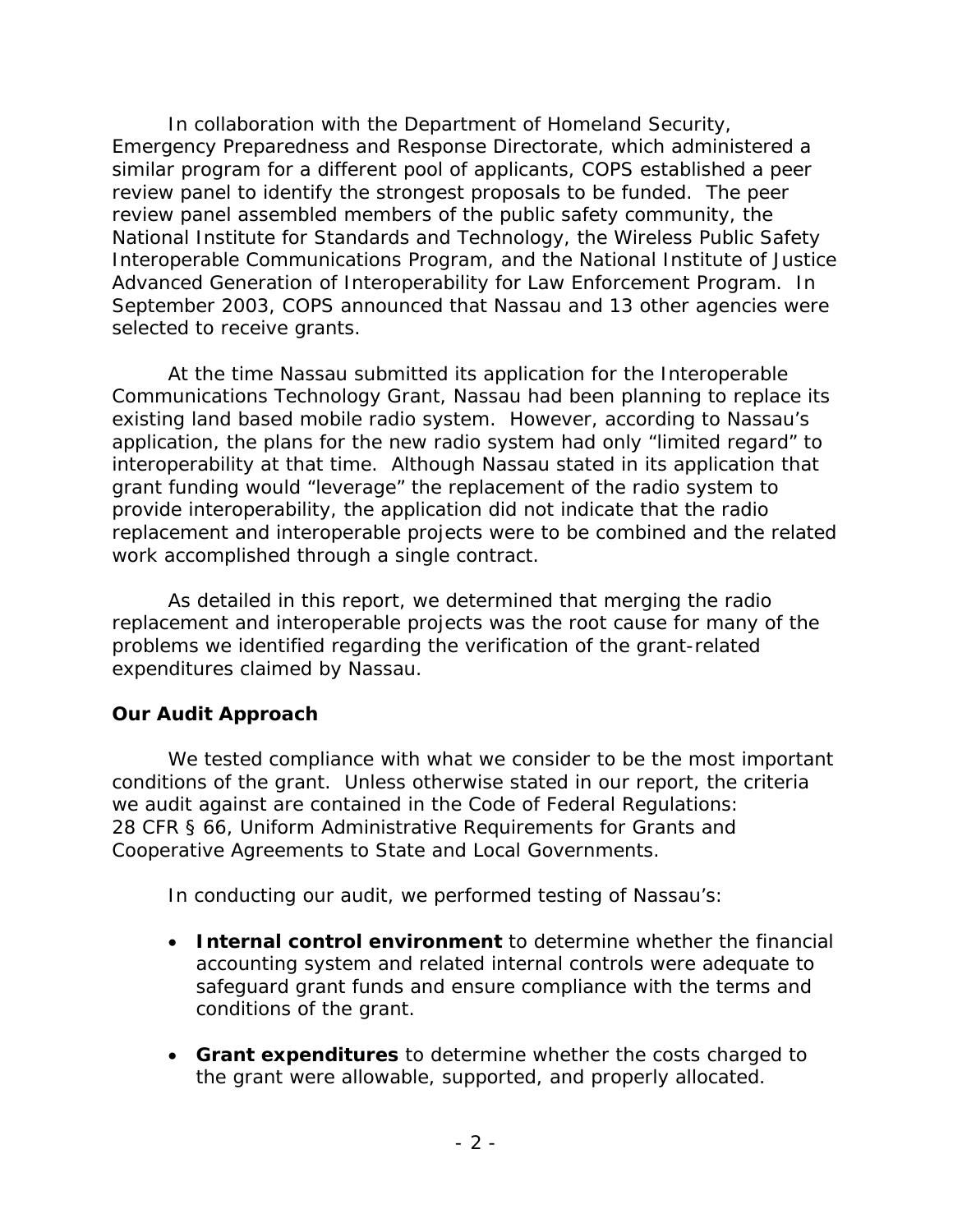In collaboration with the Department of Homeland Security, Emergency Preparedness and Response Directorate, which administered a similar program for a different pool of applicants, COPS established a peer review panel to identify the strongest proposals to be funded. The peer review panel assembled members of the public safety community, the National Institute for Standards and Technology, the Wireless Public Safety Interoperable Communications Program, and the National Institute of Justice Advanced Generation of Interoperability for Law Enforcement Program. In September 2003, COPS announced that Nassau and 13 other agencies were selected to receive grants.

At the time Nassau submitted its application for the Interoperable Communications Technology Grant, Nassau had been planning to replace its existing land based mobile radio system. However, according to Nassau's application, the plans for the new radio system had only "limited regard" to interoperability at that time. Although Nassau stated in its application that grant funding would "leverage" the replacement of the radio system to provide interoperability, the application did not indicate that the radio replacement and interoperable projects were to be combined and the related work accomplished through a single contract.

As detailed in this report, we determined that merging the radio replacement and interoperable projects was the root cause for many of the problems we identified regarding the verification of the grant-related expenditures claimed by Nassau.

**Our Audit Approach**

We tested compliance with what we consider to be the most important conditions of the grant. Unless otherwise stated in our report, the criteria we audit against are contained in the Code of Federal Regulations: 28 CFR § 66, Uniform Administrative Requirements for Grants and Cooperative Agreements to State and Local Governments.

In conducting our audit, we performed testing of Nassau's:

- **Internal control environment** to determine whether the financial accounting system and related internal controls were adequate to safeguard grant funds and ensure compliance with the terms and conditions of the grant.

- **Grant expenditures** to determine whether the costs charged to the grant were allowable, supported, and properly allocated.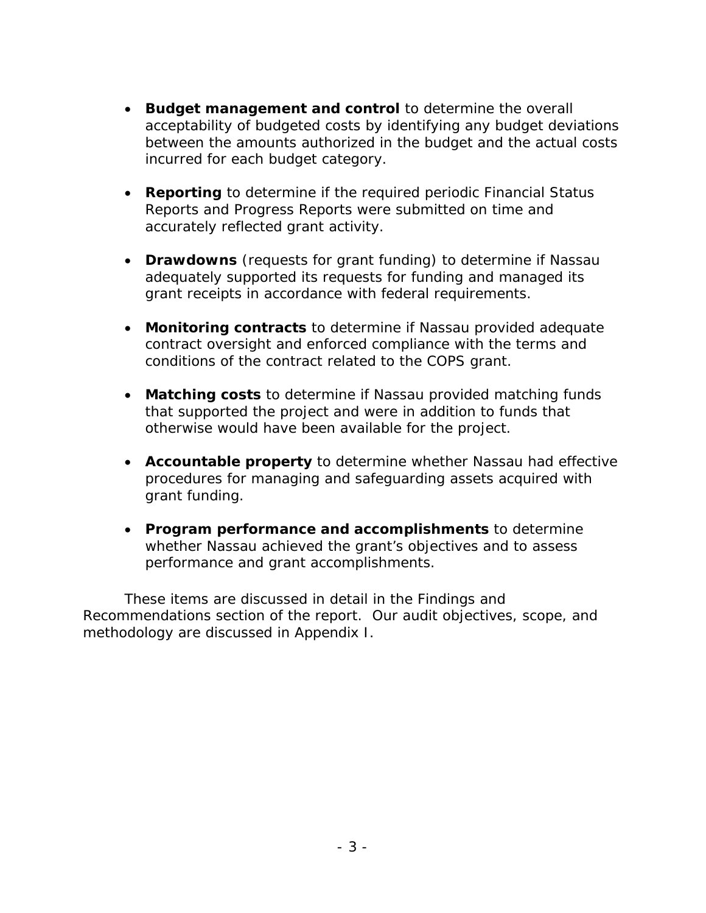- **Budget management and control** to determine the overall acceptability of budgeted costs by identifying any budget deviations between the amounts authorized in the budget and the actual costs incurred for each budget category.

- **Reporting** to determine if the required periodic Financial Status Reports and Progress Reports were submitted on time and accurately reflected grant activity.

- **Drawdowns** (requests for grant funding) to determine if Nassau adequately supported its requests for funding and managed its grant receipts in accordance with federal requirements.

- **Monitoring contracts** to determine if Nassau provided adequate contract oversight and enforced compliance with the terms and conditions of the contract related to the COPS grant.

- **Matching costs** to determine if Nassau provided matching funds that supported the project and were in addition to funds that otherwise would have been available for the project.

- **Accountable property** to determine whether Nassau had effective procedures for managing and safeguarding assets acquired with grant funding.

- **Program performance and accomplishments** to determine whether Nassau achieved the grant's objectives and to assess performance and grant accomplishments.

These items are discussed in detail in the Findings and Recommendations section of the report. Our audit objectives, scope, and methodology are discussed in Appendix I.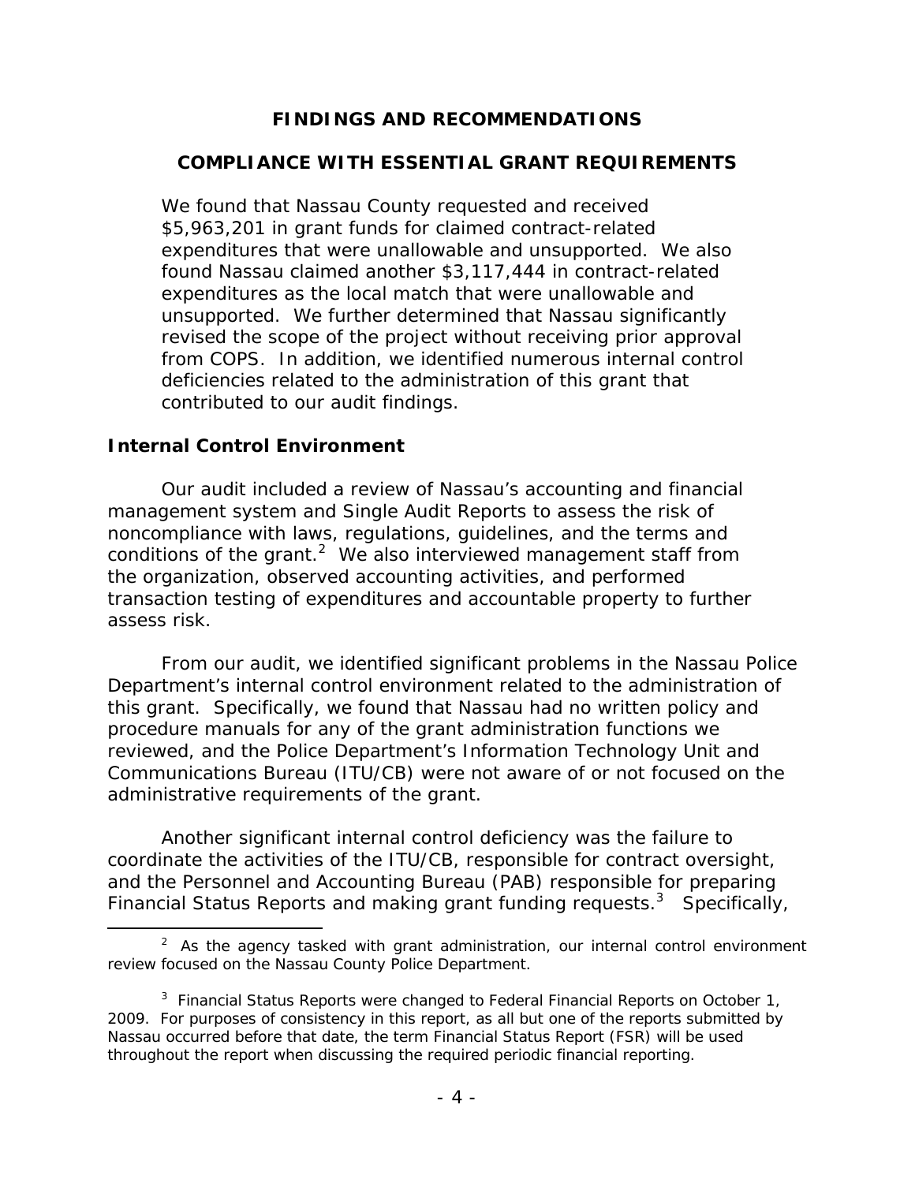## FINDINGS AND RECOMMENDATIONS

### COMPLIANCE WITH ESSENTIAL GRANT REQUIREMENTS

We found that Nassau County requested and received $5,963,201 in grant funds for claimed contract-related expenditures that were unallowable and unsupported. We also found Nassau claimed another $3,117,444 in contract-related expenditures as the local match that were unallowable and unsupported. We further determined that Nassau significantly revised the scope of the project without receiving prior approval from COPS. In addition, we identified numerous internal control deficiencies related to the administration of this grant that contributed to our audit findings.

### Internal Control Environment

Our audit included a review of Nassau's accounting and financial management system and Single Audit Reports to assess the risk of noncompliance with laws, regulations, guidelines, and the terms and conditions of the grant.[2] We also interviewed management staff from the organization, observed accounting activities, and performed transaction testing of expenditures and accountable property to further assess risk.

From our audit, we identified significant problems in the Nassau Police Department's internal control environment related to the administration of this grant. Specifically, we found that Nassau had no written policy and procedure manuals for any of the grant administration functions we reviewed, and the Police Department's Information Technology Unit and Communications Bureau (ITU/CB) were not aware of or not focused on the administrative requirements of the grant.

Another significant internal control deficiency was the failure to coordinate the activities of the ITU/CB, responsible for contract oversight, and the Personnel and Accounting Bureau (PAB) responsible for preparing Financial Status Reports and making grant funding requests.[3] Specifically,

---

[2] As the agency tasked with grant administration, our internal control environment review focused on the Nassau County Police Department.

[3] Financial Status Reports were changed to Federal Financial Reports on October 1, 2009. For purposes of consistency in this report, as all but one of the reports submitted by Nassau occurred before that date, the term Financial Status Report (FSR) will be used throughout the report when discussing the required periodic financial reporting.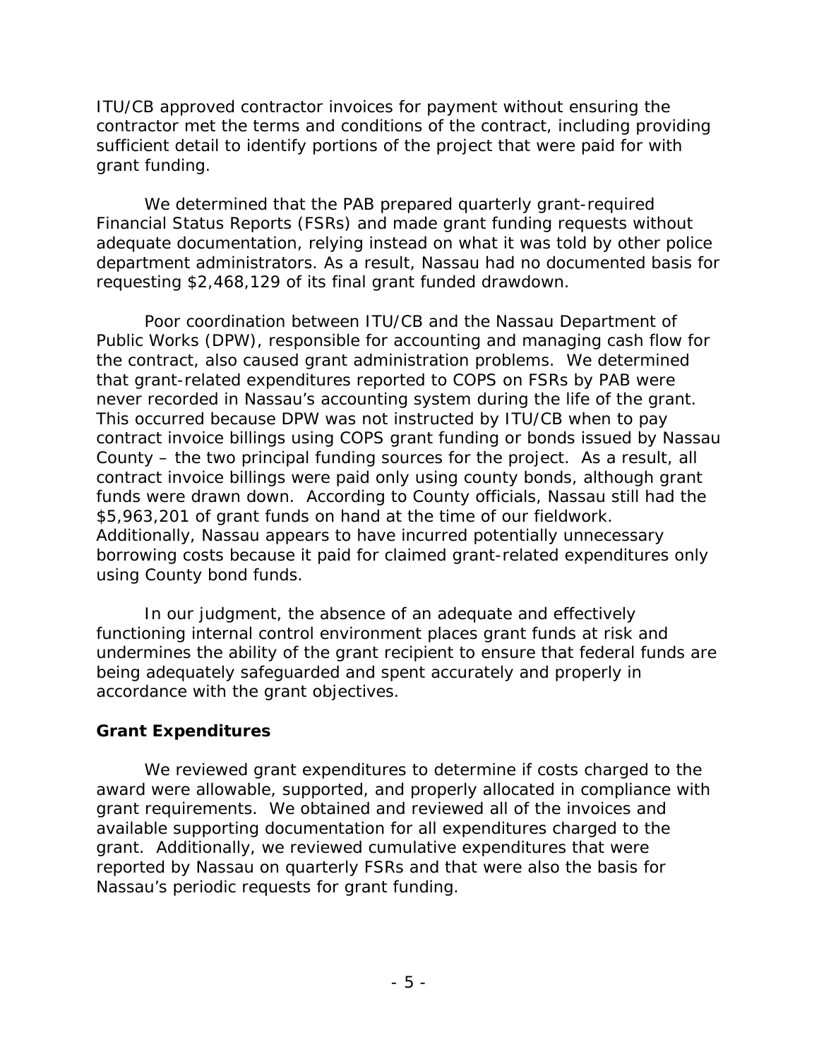ITU/CB approved contractor invoices for payment without ensuring the contractor met the terms and conditions of the contract, including providing sufficient detail to identify portions of the project that were paid for with grant funding.

We determined that the PAB prepared quarterly grant-required Financial Status Reports (FSRs) and made grant funding requests without adequate documentation, relying instead on what it was told by other police department administrators. As a result, Nassau had no documented basis for requesting $2,468,129 of its final grant funded drawdown.

Poor coordination between ITU/CB and the Nassau Department of Public Works (DPW), responsible for accounting and managing cash flow for the contract, also caused grant administration problems. We determined that grant-related expenditures reported to COPS on FSRs by PAB were never recorded in Nassau's accounting system during the life of the grant. This occurred because DPW was not instructed by ITU/CB when to pay contract invoice billings using COPS grant funding or bonds issued by Nassau County – the two principal funding sources for the project. As a result, all contract invoice billings were paid only using county bonds, although grant funds were drawn down. According to County officials, Nassau still had the $5,963,201 of grant funds on hand at the time of our fieldwork. Additionally, Nassau appears to have incurred potentially unnecessary borrowing costs because it paid for claimed grant-related expenditures only using County bond funds.

In our judgment, the absence of an adequate and effectively functioning internal control environment places grant funds at risk and undermines the ability of the grant recipient to ensure that federal funds are being adequately safeguarded and spent accurately and properly in accordance with the grant objectives.

## Grant Expenditures

We reviewed grant expenditures to determine if costs charged to the award were allowable, supported, and properly allocated in compliance with grant requirements. We obtained and reviewed all of the invoices and available supporting documentation for all expenditures charged to the grant. Additionally, we reviewed cumulative expenditures that were reported by Nassau on quarterly FSRs and that were also the basis for Nassau's periodic requests for grant funding.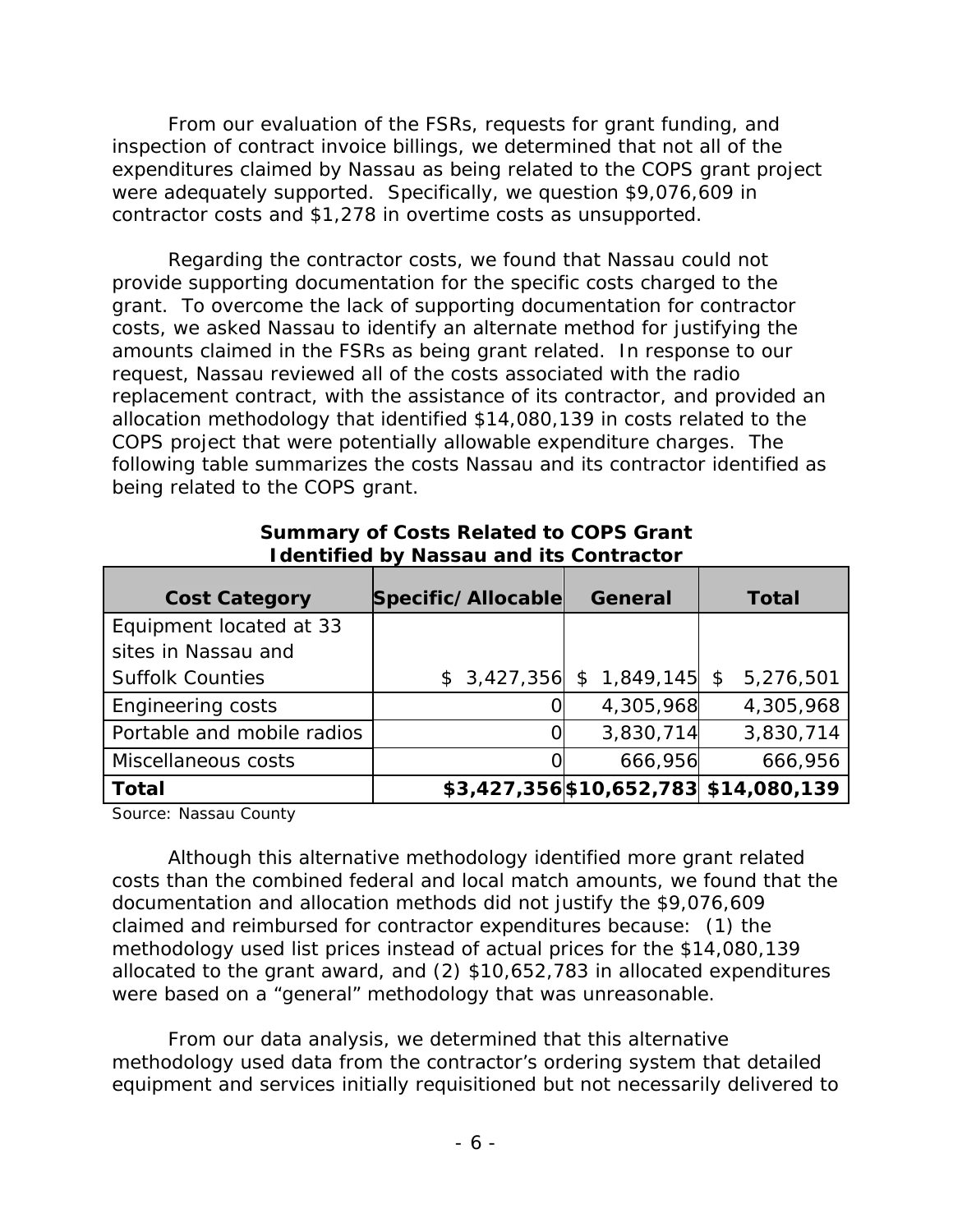From our evaluation of the FSRs, requests for grant funding, and inspection of contract invoice billings, we determined that not all of the expenditures claimed by Nassau as being related to the COPS grant project were adequately supported. Specifically, we question $9,076,609 in contractor costs and $1,278 in overtime costs as unsupported.

Regarding the contractor costs, we found that Nassau could not provide supporting documentation for the specific costs charged to the grant. To overcome the lack of supporting documentation for contractor costs, we asked Nassau to identify an alternate method for justifying the amounts claimed in the FSRs as being grant related. In response to our request, Nassau reviewed all of the costs associated with the radio replacement contract, with the assistance of its contractor, and provided an allocation methodology that identified $14,080,139 in costs related to the COPS project that were potentially allowable expenditure charges. The following table summarizes the costs Nassau and its contractor identified as being related to the COPS grant.

**Summary of Costs Related to COPS Grant Identified by Nassau and its Contractor**

| Cost Category | Specific/Allocable | General | Total |
|---|---|---|---|
| Equipment located at 33 sites in Nassau and Suffolk Counties | $ 3,427,356 | $ 1,849,145 | $ 5,276,501 |
| Engineering costs | 0 | 4,305,968 | 4,305,968 |
| Portable and mobile radios | 0 | 3,830,714 | 3,830,714 |
| Miscellaneous costs | 0 | 666,956 | 666,956 |
| **Total** | **$3,427,356** | **$10,652,783** | **$14,080,139** |

Source: Nassau County

Although this alternative methodology identified more grant related costs than the combined federal and local match amounts, we found that the documentation and allocation methods did not justify the $9,076,609 claimed and reimbursed for contractor expenditures because: (1) the methodology used list prices instead of actual prices for the $14,080,139 allocated to the grant award, and (2) $10,652,783 in allocated expenditures were based on a "general" methodology that was unreasonable.

From our data analysis, we determined that this alternative methodology used data from the contractor's ordering system that detailed equipment and services initially requisitioned but not necessarily delivered to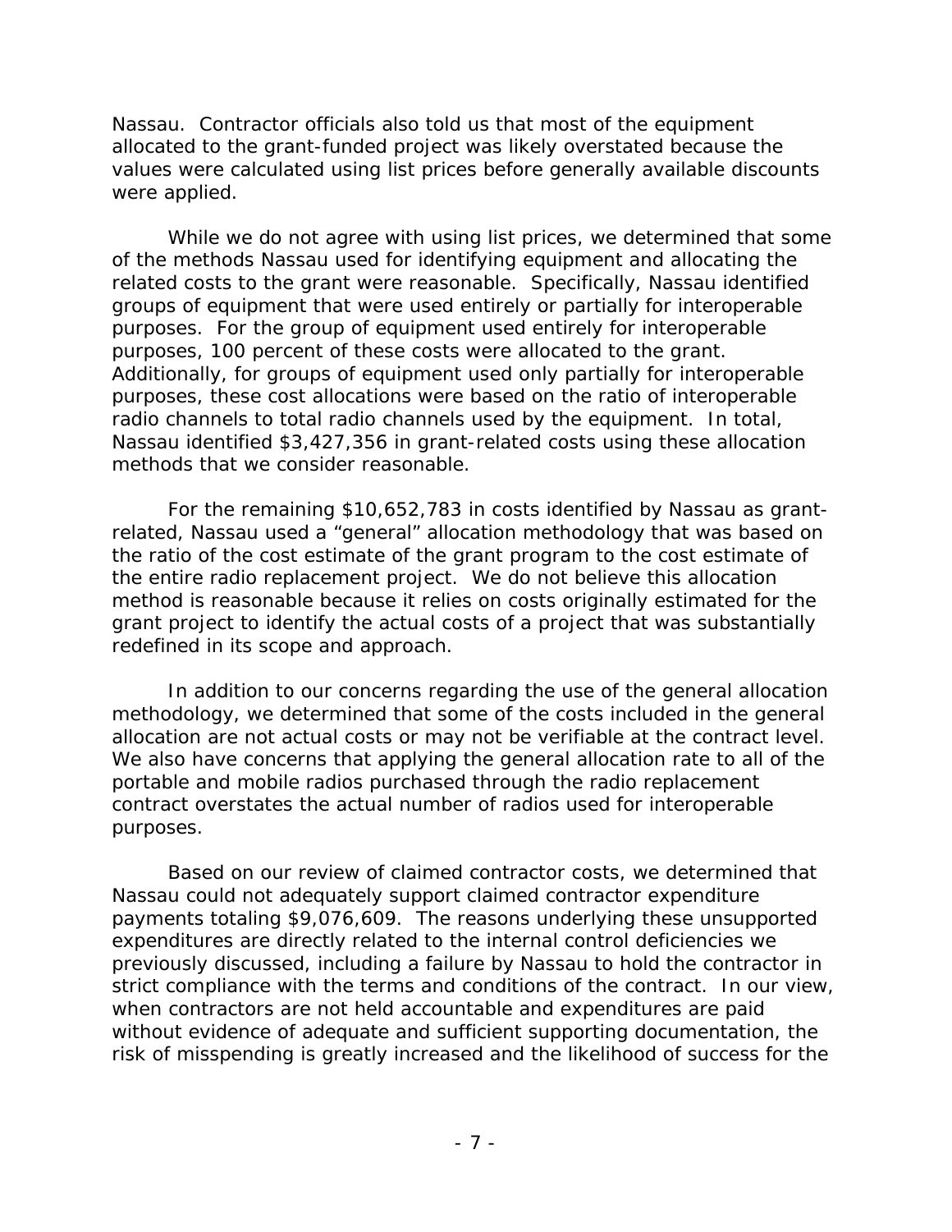Nassau. Contractor officials also told us that most of the equipment allocated to the grant-funded project was likely overstated because the values were calculated using list prices before generally available discounts were applied.

While we do not agree with using list prices, we determined that some of the methods Nassau used for identifying equipment and allocating the related costs to the grant were reasonable. Specifically, Nassau identified groups of equipment that were used entirely or partially for interoperable purposes. For the group of equipment used entirely for interoperable purposes, 100 percent of these costs were allocated to the grant. Additionally, for groups of equipment used only partially for interoperable purposes, these cost allocations were based on the ratio of interoperable radio channels to total radio channels used by the equipment. In total, Nassau identified $3,427,356 in grant-related costs using these allocation methods that we consider reasonable.

For the remaining $10,652,783 in costs identified by Nassau as grant-related, Nassau used a "general" allocation methodology that was based on the ratio of the cost estimate of the grant program to the cost estimate of the entire radio replacement project. We do not believe this allocation method is reasonable because it relies on costs originally estimated for the grant project to identify the actual costs of a project that was substantially redefined in its scope and approach.

In addition to our concerns regarding the use of the general allocation methodology, we determined that some of the costs included in the general allocation are not actual costs or may not be verifiable at the contract level. We also have concerns that applying the general allocation rate to all of the portable and mobile radios purchased through the radio replacement contract overstates the actual number of radios used for interoperable purposes.

Based on our review of claimed contractor costs, we determined that Nassau could not adequately support claimed contractor expenditure payments totaling $9,076,609. The reasons underlying these unsupported expenditures are directly related to the internal control deficiencies we previously discussed, including a failure by Nassau to hold the contractor in strict compliance with the terms and conditions of the contract. In our view, when contractors are not held accountable and expenditures are paid without evidence of adequate and sufficient supporting documentation, the risk of misspending is greatly increased and the likelihood of success for the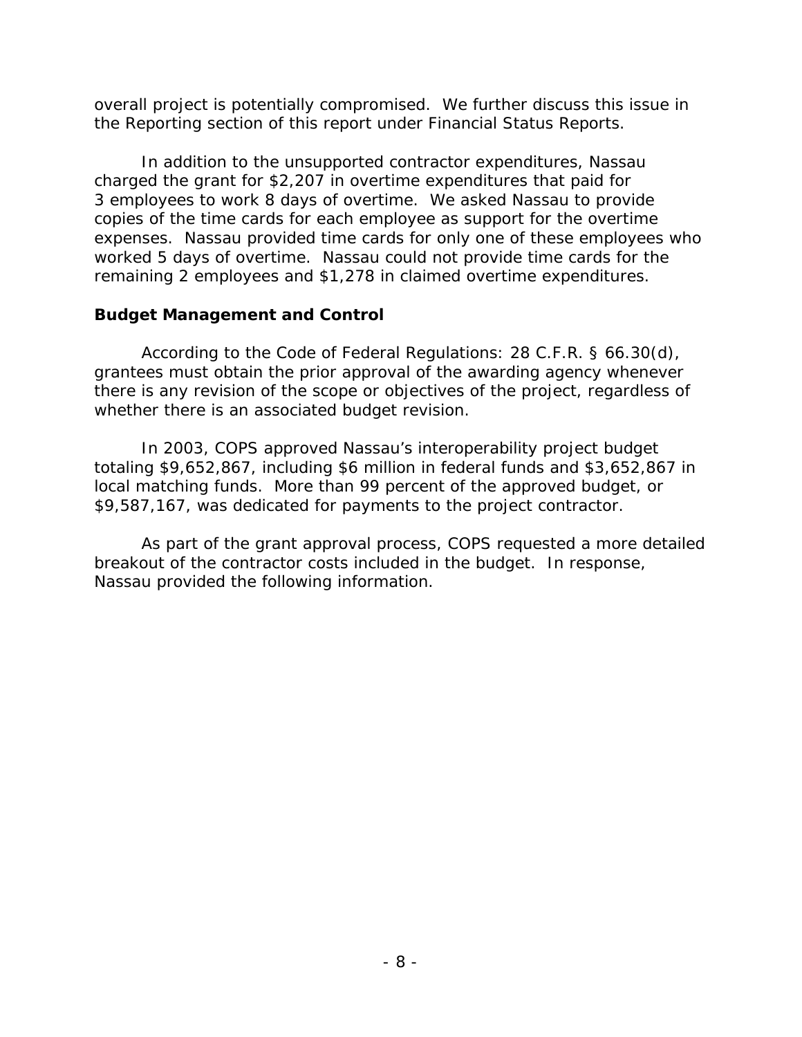overall project is potentially compromised. We further discuss this issue in the Reporting section of this report under Financial Status Reports.

In addition to the unsupported contractor expenditures, Nassau charged the grant for $2,207 in overtime expenditures that paid for 3 employees to work 8 days of overtime. We asked Nassau to provide copies of the time cards for each employee as support for the overtime expenses. Nassau provided time cards for only one of these employees who worked 5 days of overtime. Nassau could not provide time cards for the remaining 2 employees and $1,278 in claimed overtime expenditures.

## Budget Management and Control

According to the Code of Federal Regulations: 28 C.F.R. § 66.30(d), grantees must obtain the prior approval of the awarding agency whenever there is any revision of the scope or objectives of the project, regardless of whether there is an associated budget revision.

In 2003, COPS approved Nassau's interoperability project budget totaling $9,652,867, including $6 million in federal funds and $3,652,867 in local matching funds. More than 99 percent of the approved budget, or $9,587,167, was dedicated for payments to the project contractor.

As part of the grant approval process, COPS requested a more detailed breakout of the contractor costs included in the budget. In response, Nassau provided the following information.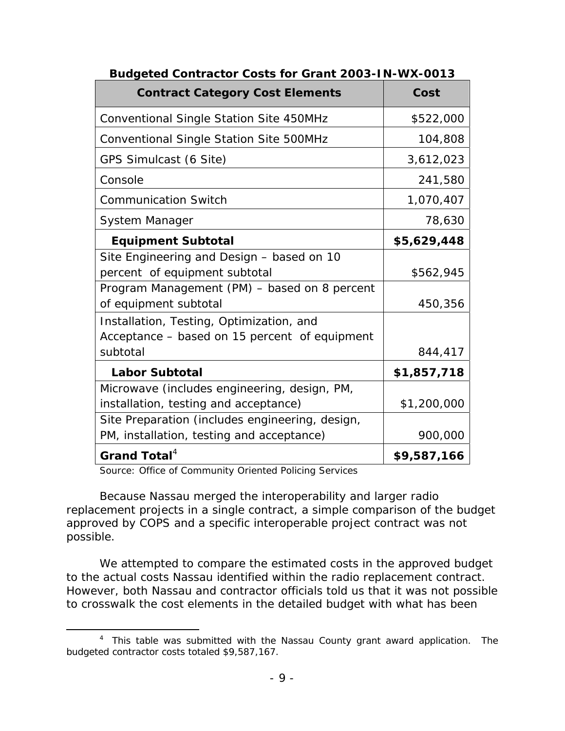**Budgeted Contractor Costs for Grant 2003-IN-WX-0013**

| Contract Category Cost Elements | Cost |
|---|---|
| Conventional Single Station Site 450MHz | $522,000 |
| Conventional Single Station Site 500MHz | 104,808 |
| GPS Simulcast (6 Site) | 3,612,023 |
| Console | 241,580 |
| Communication Switch | 1,070,407 |
| System Manager | 78,630 |
| **Equipment Subtotal** | **$5,629,448** |
| Site Engineering and Design – based on 10 percent of equipment subtotal | $562,945 |
| Program Management (PM) – based on 8 percent of equipment subtotal | 450,356 |
| Installation, Testing, Optimization, and Acceptance – based on 15 percent of equipment subtotal | 844,417 |
| **Labor Subtotal** | **$1,857,718** |
| Microwave (includes engineering, design, PM, installation, testing and acceptance) | $1,200,000 |
| Site Preparation (includes engineering, design, PM, installation, testing and acceptance) | 900,000 |
| **Grand Total**[4] | **$9,587,166** |

Source: Office of Community Oriented Policing Services

Because Nassau merged the interoperability and larger radio replacement projects in a single contract, a simple comparison of the budget approved by COPS and a specific interoperable project contract was not possible.

We attempted to compare the estimated costs in the approved budget to the actual costs Nassau identified within the radio replacement contract. However, both Nassau and contractor officials told us that it was not possible to crosswalk the cost elements in the detailed budget with what has been

[4] This table was submitted with the Nassau County grant award application. The budgeted contractor costs totaled $9,587,167.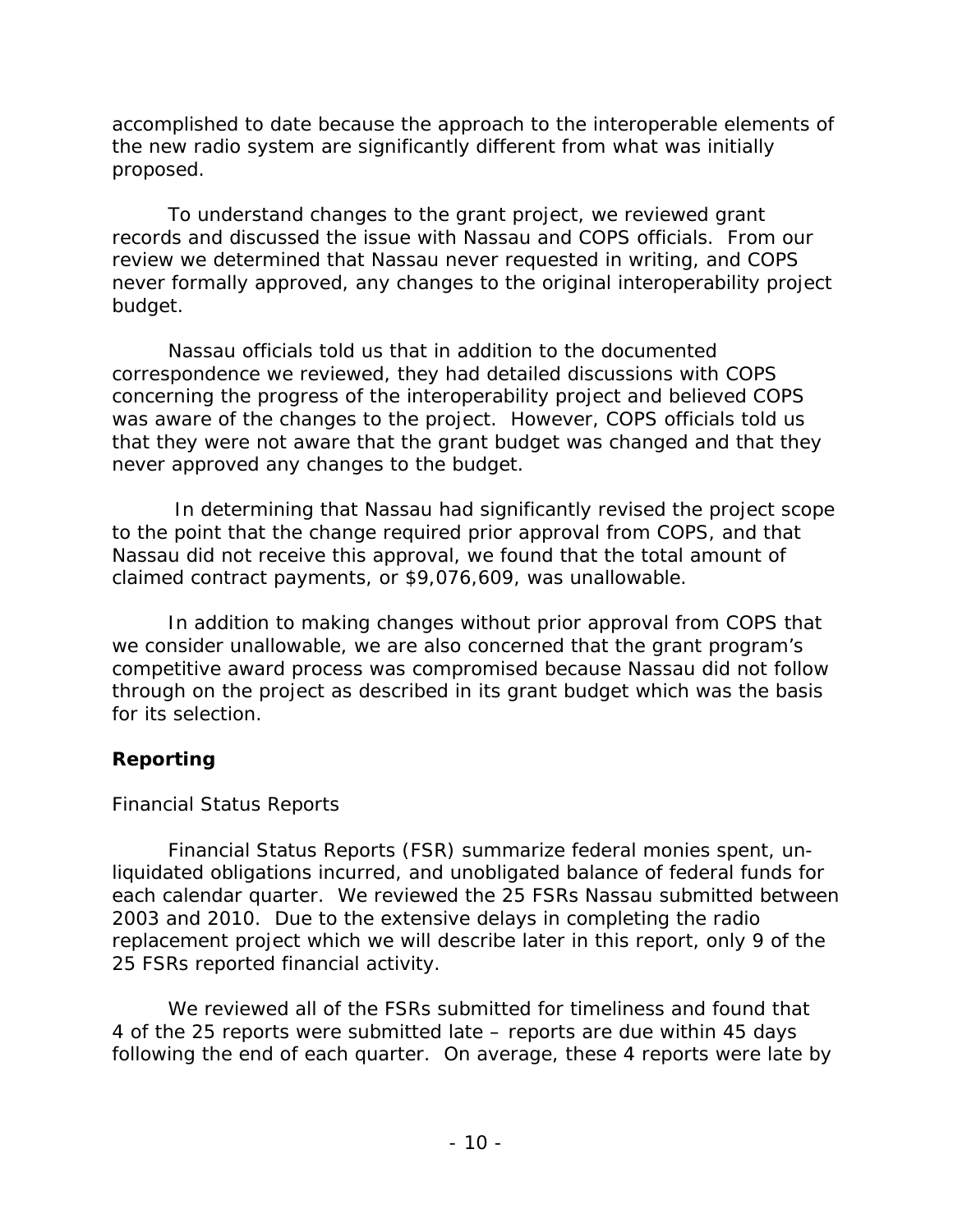accomplished to date because the approach to the interoperable elements of the new radio system are significantly different from what was initially proposed.

To understand changes to the grant project, we reviewed grant records and discussed the issue with Nassau and COPS officials. From our review we determined that Nassau never requested in writing, and COPS never formally approved, any changes to the original interoperability project budget.

Nassau officials told us that in addition to the documented correspondence we reviewed, they had detailed discussions with COPS concerning the progress of the interoperability project and believed COPS was aware of the changes to the project. However, COPS officials told us that they were not aware that the grant budget was changed and that they never approved any changes to the budget.

In determining that Nassau had significantly revised the project scope to the point that the change required prior approval from COPS, and that Nassau did not receive this approval, we found that the total amount of claimed contract payments, or $9,076,609, was unallowable.

In addition to making changes without prior approval from COPS that we consider unallowable, we are also concerned that the grant program's competitive award process was compromised because Nassau did not follow through on the project as described in its grant budget which was the basis for its selection.

**Reporting**

*Financial Status Reports*

Financial Status Reports (FSR) summarize federal monies spent, un-liquidated obligations incurred, and unobligated balance of federal funds for each calendar quarter. We reviewed the 25 FSRs Nassau submitted between 2003 and 2010. Due to the extensive delays in completing the radio replacement project which we will describe later in this report, only 9 of the 25 FSRs reported financial activity.

We reviewed all of the FSRs submitted for timeliness and found that 4 of the 25 reports were submitted late – reports are due within 45 days following the end of each quarter. On average, these 4 reports were late by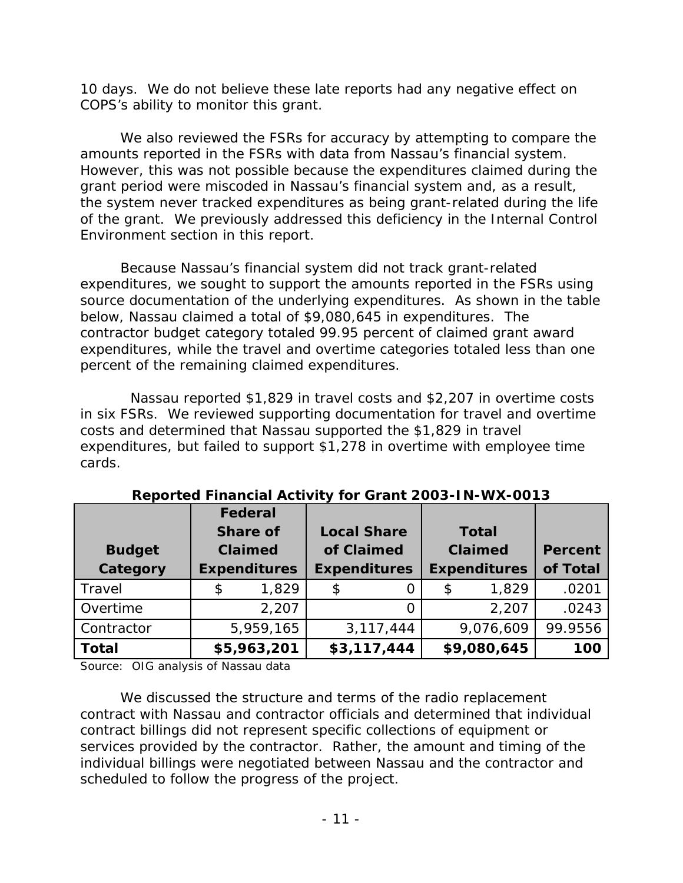10 days. We do not believe these late reports had any negative effect on COPS's ability to monitor this grant.

We also reviewed the FSRs for accuracy by attempting to compare the amounts reported in the FSRs with data from Nassau's financial system. However, this was not possible because the expenditures claimed during the grant period were miscoded in Nassau's financial system and, as a result, the system never tracked expenditures as being grant-related during the life of the grant. We previously addressed this deficiency in the Internal Control Environment section in this report.

Because Nassau's financial system did not track grant-related expenditures, we sought to support the amounts reported in the FSRs using source documentation of the underlying expenditures. As shown in the table below, Nassau claimed a total of $9,080,645 in expenditures. The contractor budget category totaled 99.95 percent of claimed grant award expenditures, while the travel and overtime categories totaled less than one percent of the remaining claimed expenditures.

Nassau reported $1,829 in travel costs and $2,207 in overtime costs in six FSRs. We reviewed supporting documentation for travel and overtime costs and determined that Nassau supported the $1,829 in travel expenditures, but failed to support $1,278 in overtime with employee time cards.

**Reported Financial Activity for Grant 2003-IN-WX-0013**

| Budget Category | Federal Share of Claimed Expenditures | Local Share of Claimed Expenditures | Total Claimed Expenditures | Percent of Total |
|---|---|---|---|---|
| Travel | $ 1,829 | $ 0 | $ 1,829 | .0201 |
| Overtime | 2,207 | 0 | 2,207 | .0243 |
| Contractor | 5,959,165 | 3,117,444 | 9,076,609 | 99.9556 |
| **Total** | **$5,963,201** | **$3,117,444** | **$9,080,645** | **100** |

Source: OIG analysis of Nassau data

We discussed the structure and terms of the radio replacement contract with Nassau and contractor officials and determined that individual contract billings did not represent specific collections of equipment or services provided by the contractor. Rather, the amount and timing of the individual billings were negotiated between Nassau and the contractor and scheduled to follow the progress of the project.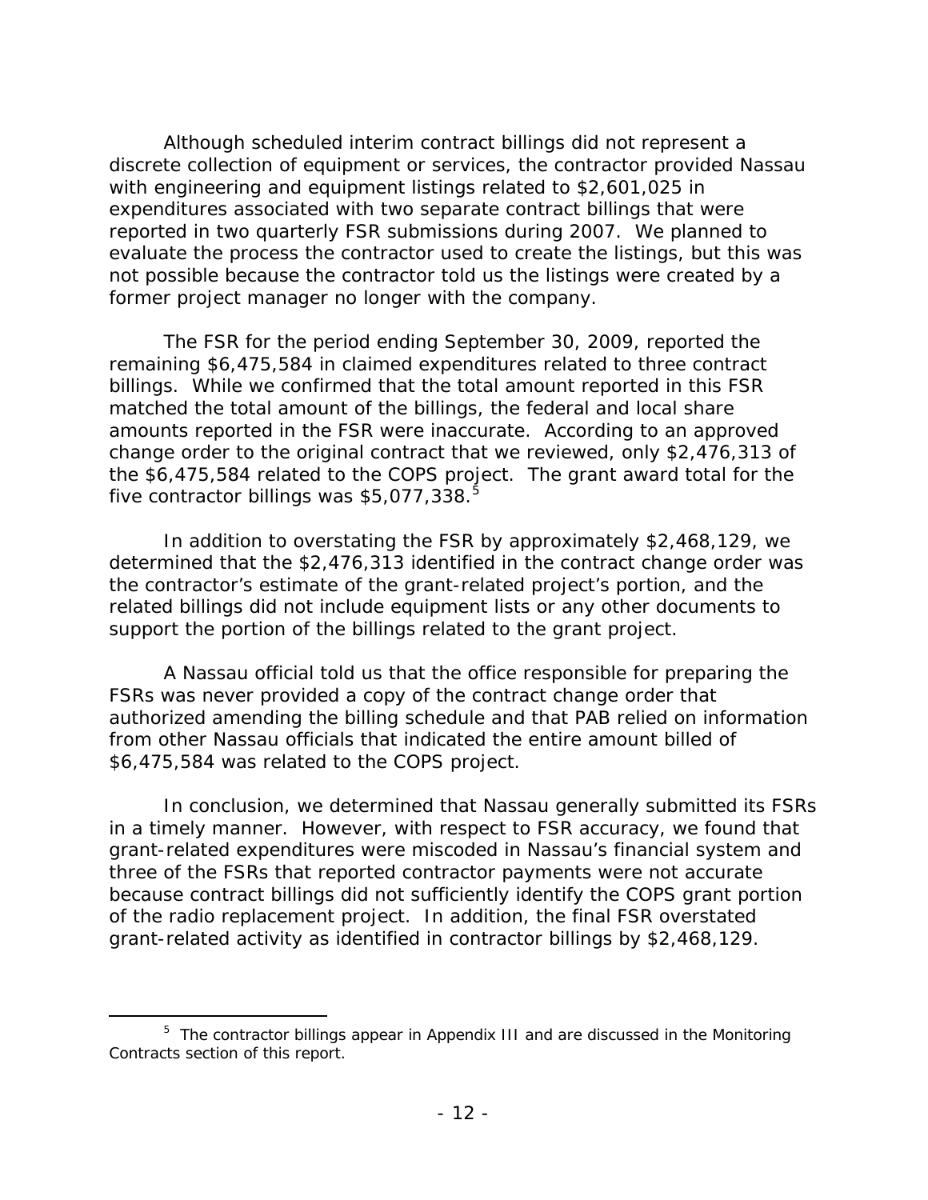Although scheduled interim contract billings did not represent a discrete collection of equipment or services, the contractor provided Nassau with engineering and equipment listings related to $2,601,025 in expenditures associated with two separate contract billings that were reported in two quarterly FSR submissions during 2007. We planned to evaluate the process the contractor used to create the listings, but this was not possible because the contractor told us the listings were created by a former project manager no longer with the company.

The FSR for the period ending September 30, 2009, reported the remaining $6,475,584 in claimed expenditures related to three contract billings. While we confirmed that the total amount reported in this FSR matched the total amount of the billings, the federal and local share amounts reported in the FSR were inaccurate. According to an approved change order to the original contract that we reviewed, only $2,476,313 of the $6,475,584 related to the COPS project. The grant award total for the five contractor billings was $5,077,338.[5]

In addition to overstating the FSR by approximately $2,468,129, we determined that the $2,476,313 identified in the contract change order was the contractor's estimate of the grant-related project's portion, and the related billings did not include equipment lists or any other documents to support the portion of the billings related to the grant project.

A Nassau official told us that the office responsible for preparing the FSRs was never provided a copy of the contract change order that authorized amending the billing schedule and that PAB relied on information from other Nassau officials that indicated the entire amount billed of $6,475,584 was related to the COPS project.

In conclusion, we determined that Nassau generally submitted its FSRs in a timely manner. However, with respect to FSR accuracy, we found that grant-related expenditures were miscoded in Nassau's financial system and three of the FSRs that reported contractor payments were not accurate because contract billings did not sufficiently identify the COPS grant portion of the radio replacement project. In addition, the final FSR overstated grant-related activity as identified in contractor billings by $2,468,129.

[5] The contractor billings appear in Appendix III and are discussed in the Monitoring Contracts section of this report.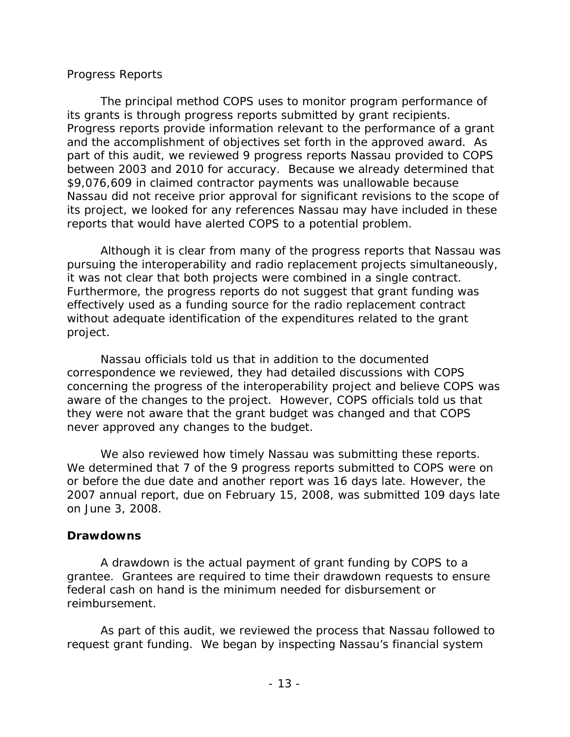*Progress Reports*

The principal method COPS uses to monitor program performance of its grants is through progress reports submitted by grant recipients. Progress reports provide information relevant to the performance of a grant and the accomplishment of objectives set forth in the approved award. As part of this audit, we reviewed 9 progress reports Nassau provided to COPS between 2003 and 2010 for accuracy. Because we already determined that $9,076,609 in claimed contractor payments was unallowable because Nassau did not receive prior approval for significant revisions to the scope of its project, we looked for any references Nassau may have included in these reports that would have alerted COPS to a potential problem.

Although it is clear from many of the progress reports that Nassau was pursuing the interoperability and radio replacement projects simultaneously, it was not clear that both projects were combined in a single contract. Furthermore, the progress reports do not suggest that grant funding was effectively used as a funding source for the radio replacement contract without adequate identification of the expenditures related to the grant project.

Nassau officials told us that in addition to the documented correspondence we reviewed, they had detailed discussions with COPS concerning the progress of the interoperability project and believe COPS was aware of the changes to the project. However, COPS officials told us that they were not aware that the grant budget was changed and that COPS never approved any changes to the budget.

We also reviewed how timely Nassau was submitting these reports. We determined that 7 of the 9 progress reports submitted to COPS were on or before the due date and another report was 16 days late. However, the 2007 annual report, due on February 15, 2008, was submitted 109 days late on June 3, 2008.

**Drawdowns**

A drawdown is the actual payment of grant funding by COPS to a grantee. Grantees are required to time their drawdown requests to ensure federal cash on hand is the minimum needed for disbursement or reimbursement.

As part of this audit, we reviewed the process that Nassau followed to request grant funding. We began by inspecting Nassau's financial system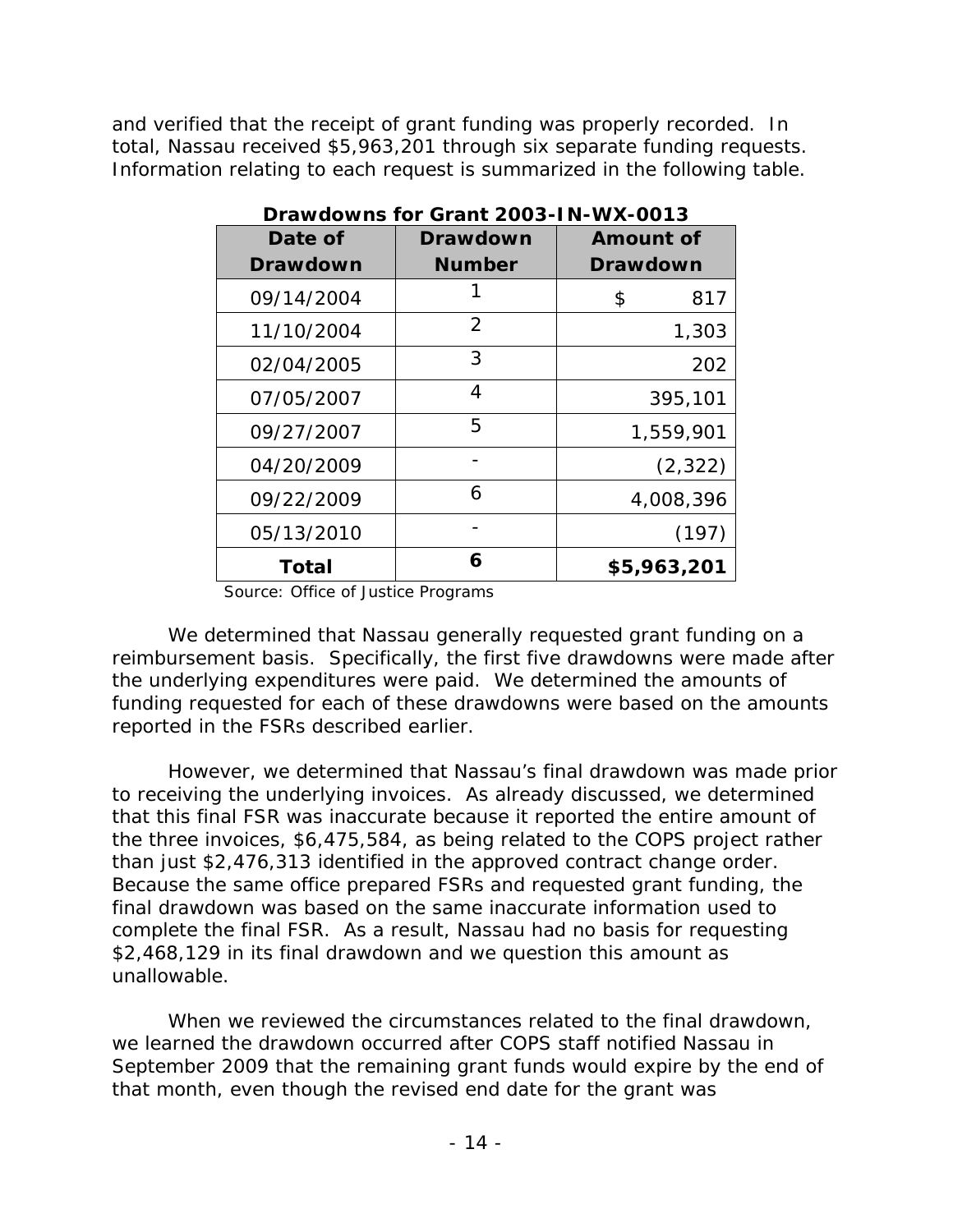and verified that the receipt of grant funding was properly recorded. In total, Nassau received $5,963,201 through six separate funding requests. Information relating to each request is summarized in the following table.

**Drawdowns for Grant 2003-IN-WX-0013**

| Date of Drawdown | Drawdown Number | Amount of Drawdown |
|---|---|---|
| 09/14/2004 | 1 | $ 817 |
| 11/10/2004 | 2 | 1,303 |
| 02/04/2005 | 3 | 202 |
| 07/05/2007 | 4 | 395,101 |
| 09/27/2007 | 5 | 1,559,901 |
| 04/20/2009 | - | (2,322) |
| 09/22/2009 | 6 | 4,008,396 |
| 05/13/2010 | - | (197) |
| **Total** | **6** | **$5,963,201** |

Source: Office of Justice Programs

We determined that Nassau generally requested grant funding on a reimbursement basis. Specifically, the first five drawdowns were made after the underlying expenditures were paid. We determined the amounts of funding requested for each of these drawdowns were based on the amounts reported in the FSRs described earlier.

However, we determined that Nassau's final drawdown was made prior to receiving the underlying invoices. As already discussed, we determined that this final FSR was inaccurate because it reported the entire amount of the three invoices, $6,475,584, as being related to the COPS project rather than just $2,476,313 identified in the approved contract change order. Because the same office prepared FSRs and requested grant funding, the final drawdown was based on the same inaccurate information used to complete the final FSR. As a result, Nassau had no basis for requesting $2,468,129 in its final drawdown and we question this amount as unallowable.

When we reviewed the circumstances related to the final drawdown, we learned the drawdown occurred after COPS staff notified Nassau in September 2009 that the remaining grant funds would expire by the end of that month, even though the revised end date for the grant was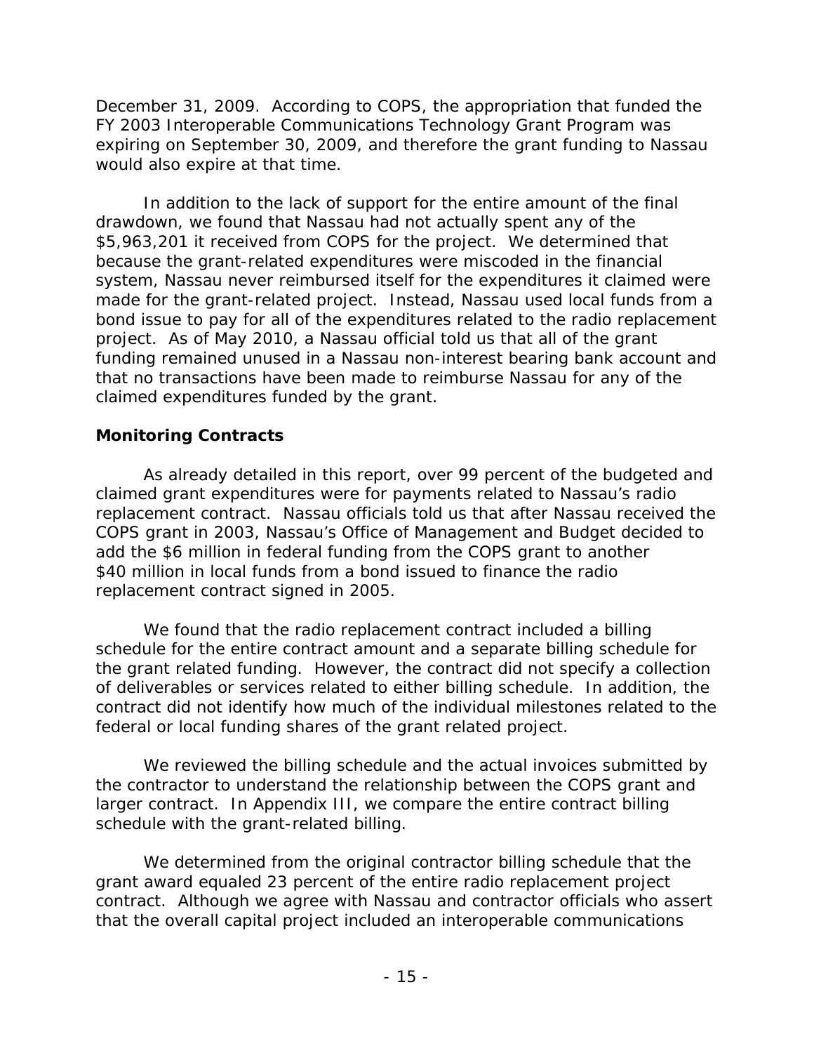December 31, 2009. According to COPS, the appropriation that funded the FY 2003 Interoperable Communications Technology Grant Program was expiring on September 30, 2009, and therefore the grant funding to Nassau would also expire at that time.

In addition to the lack of support for the entire amount of the final drawdown, we found that Nassau had not actually spent any of the $5,963,201 it received from COPS for the project. We determined that because the grant-related expenditures were miscoded in the financial system, Nassau never reimbursed itself for the expenditures it claimed were made for the grant-related project. Instead, Nassau used local funds from a bond issue to pay for all of the expenditures related to the radio replacement project. As of May 2010, a Nassau official told us that all of the grant funding remained unused in a Nassau non-interest bearing bank account and that no transactions have been made to reimburse Nassau for any of the claimed expenditures funded by the grant.

**Monitoring Contracts**

As already detailed in this report, over 99 percent of the budgeted and claimed grant expenditures were for payments related to Nassau's radio replacement contract. Nassau officials told us that after Nassau received the COPS grant in 2003, Nassau's Office of Management and Budget decided to add the $6 million in federal funding from the COPS grant to another $40 million in local funds from a bond issued to finance the radio replacement contract signed in 2005.

We found that the radio replacement contract included a billing schedule for the entire contract amount and a separate billing schedule for the grant related funding. However, the contract did not specify a collection of deliverables or services related to either billing schedule. In addition, the contract did not identify how much of the individual milestones related to the federal or local funding shares of the grant related project.

We reviewed the billing schedule and the actual invoices submitted by the contractor to understand the relationship between the COPS grant and larger contract. In Appendix III, we compare the entire contract billing schedule with the grant-related billing.

We determined from the original contractor billing schedule that the grant award equaled 23 percent of the entire radio replacement project contract. Although we agree with Nassau and contractor officials who assert that the overall capital project included an interoperable communications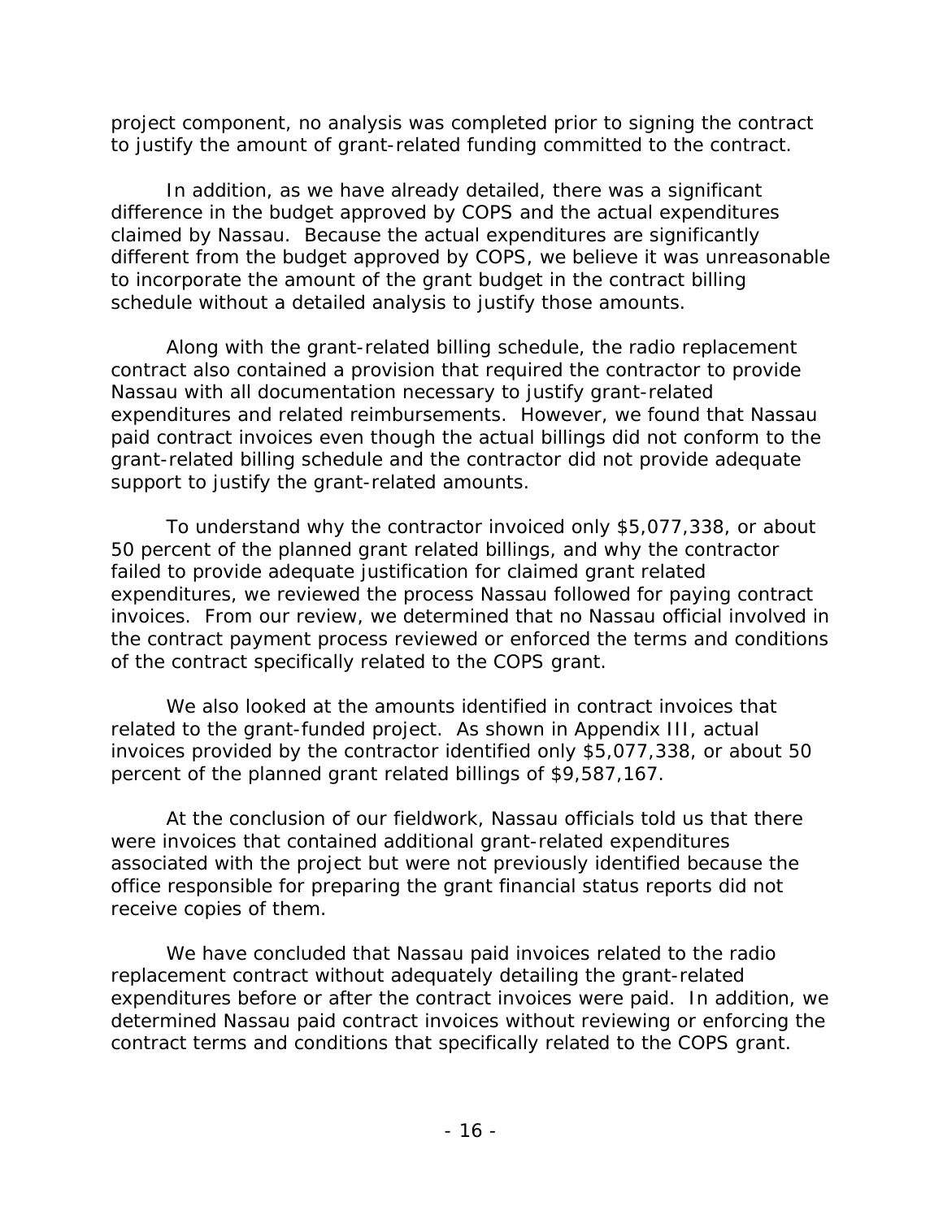project component, no analysis was completed prior to signing the contract to justify the amount of grant-related funding committed to the contract.

In addition, as we have already detailed, there was a significant difference in the budget approved by COPS and the actual expenditures claimed by Nassau. Because the actual expenditures are significantly different from the budget approved by COPS, we believe it was unreasonable to incorporate the amount of the grant budget in the contract billing schedule without a detailed analysis to justify those amounts.

Along with the grant-related billing schedule, the radio replacement contract also contained a provision that required the contractor to provide Nassau with all documentation necessary to justify grant-related expenditures and related reimbursements. However, we found that Nassau paid contract invoices even though the actual billings did not conform to the grant-related billing schedule and the contractor did not provide adequate support to justify the grant-related amounts.

To understand why the contractor invoiced only $5,077,338, or about 50 percent of the planned grant related billings, and why the contractor failed to provide adequate justification for claimed grant related expenditures, we reviewed the process Nassau followed for paying contract invoices. From our review, we determined that no Nassau official involved in the contract payment process reviewed or enforced the terms and conditions of the contract specifically related to the COPS grant.

We also looked at the amounts identified in contract invoices that related to the grant-funded project. As shown in Appendix III, actual invoices provided by the contractor identified only $5,077,338, or about 50 percent of the planned grant related billings of $9,587,167.

At the conclusion of our fieldwork, Nassau officials told us that there were invoices that contained additional grant-related expenditures associated with the project but were not previously identified because the office responsible for preparing the grant financial status reports did not receive copies of them.

We have concluded that Nassau paid invoices related to the radio replacement contract without adequately detailing the grant-related expenditures before or after the contract invoices were paid. In addition, we determined Nassau paid contract invoices without reviewing or enforcing the contract terms and conditions that specifically related to the COPS grant.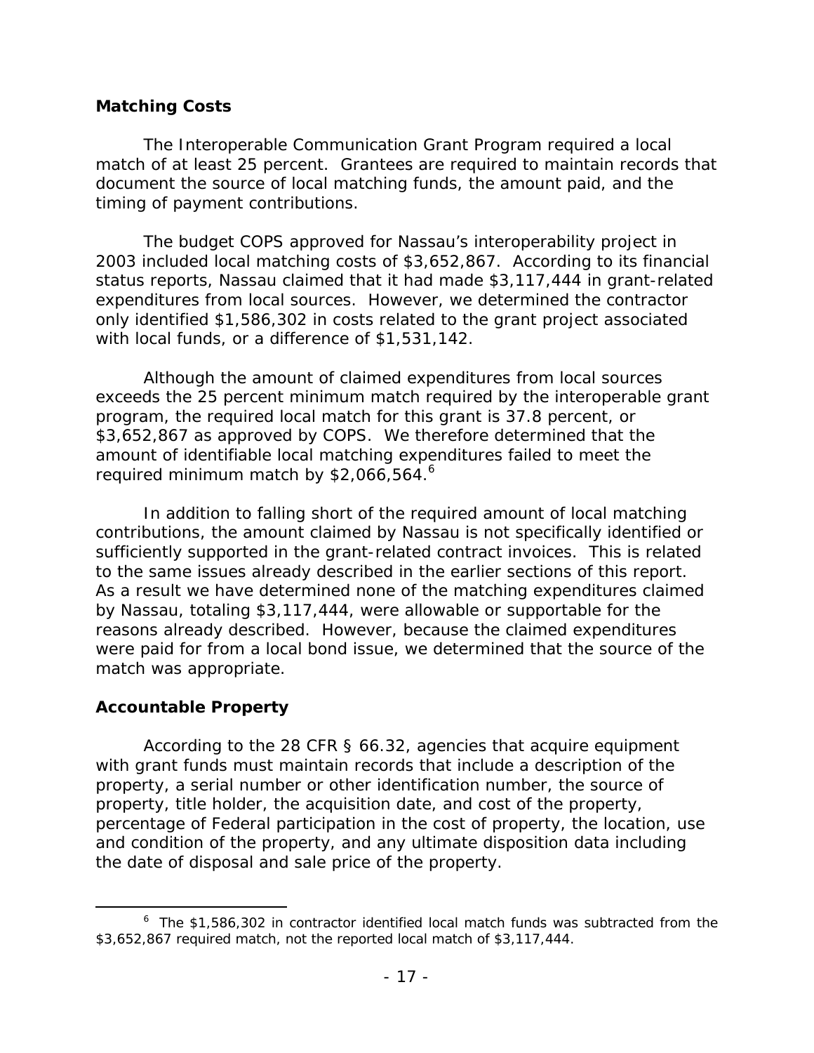**Matching Costs**

The Interoperable Communication Grant Program required a local match of at least 25 percent. Grantees are required to maintain records that document the source of local matching funds, the amount paid, and the timing of payment contributions.

The budget COPS approved for Nassau's interoperability project in 2003 included local matching costs of $3,652,867. According to its financial status reports, Nassau claimed that it had made $3,117,444 in grant-related expenditures from local sources. However, we determined the contractor only identified $1,586,302 in costs related to the grant project associated with local funds, or a difference of $1,531,142.

Although the amount of claimed expenditures from local sources exceeds the 25 percent minimum match required by the interoperable grant program, the required local match for this grant is 37.8 percent, or $3,652,867 as approved by COPS. We therefore determined that the amount of identifiable local matching expenditures failed to meet the required minimum match by $2,066,564.[6]

In addition to falling short of the required amount of local matching contributions, the amount claimed by Nassau is not specifically identified or sufficiently supported in the grant-related contract invoices. This is related to the same issues already described in the earlier sections of this report. As a result we have determined none of the matching expenditures claimed by Nassau, totaling $3,117,444, were allowable or supportable for the reasons already described. However, because the claimed expenditures were paid for from a local bond issue, we determined that the source of the match was appropriate.

**Accountable Property**

According to the 28 CFR § 66.32, agencies that acquire equipment with grant funds must maintain records that include a description of the property, a serial number or other identification number, the source of property, title holder, the acquisition date, and cost of the property, percentage of Federal participation in the cost of property, the location, use and condition of the property, and any ultimate disposition data including the date of disposal and sale price of the property.

[6] The $1,586,302 in contractor identified local match funds was subtracted from the $3,652,867 required match, not the reported local match of $3,117,444.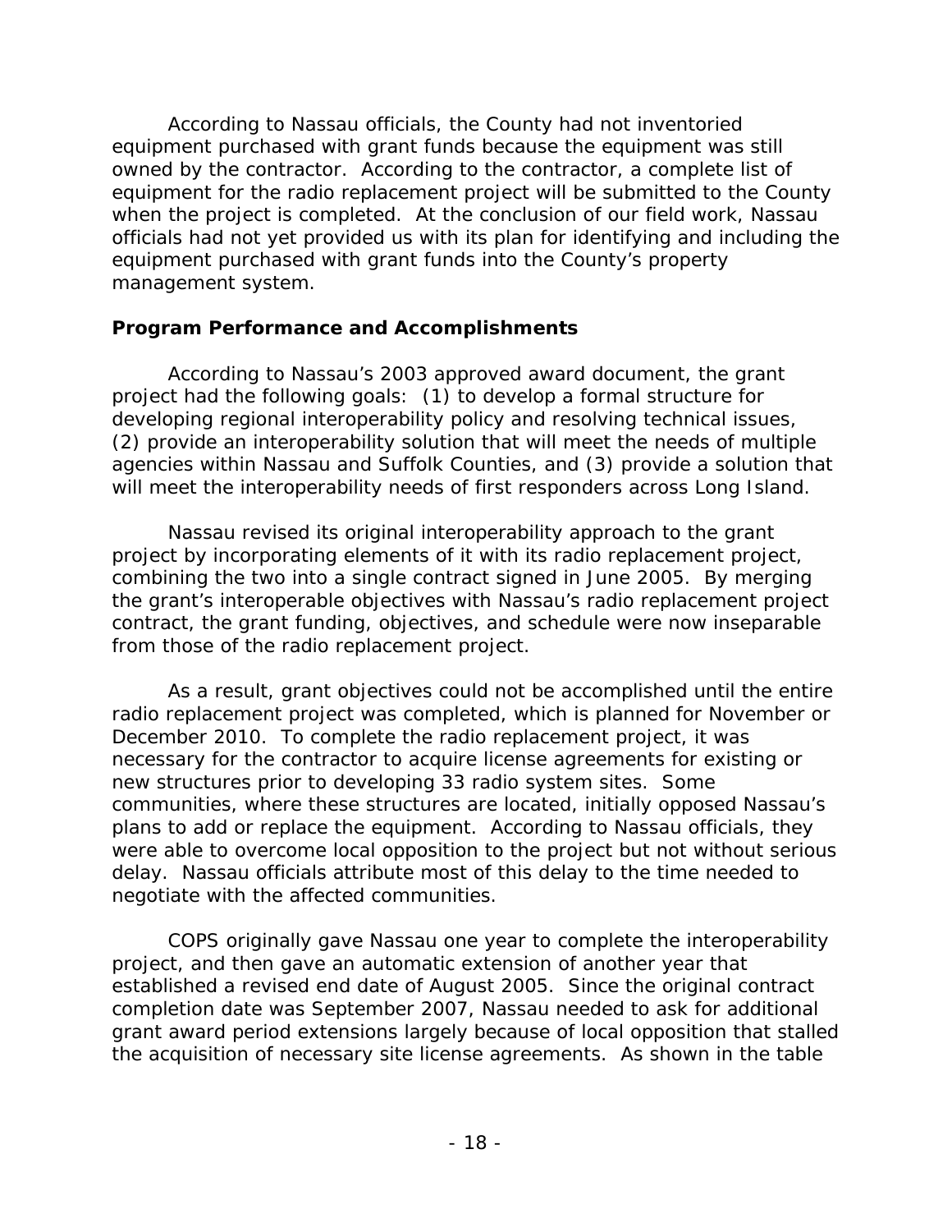According to Nassau officials, the County had not inventoried equipment purchased with grant funds because the equipment was still owned by the contractor. According to the contractor, a complete list of equipment for the radio replacement project will be submitted to the County when the project is completed. At the conclusion of our field work, Nassau officials had not yet provided us with its plan for identifying and including the equipment purchased with grant funds into the County's property management system.

### Program Performance and Accomplishments

According to Nassau's 2003 approved award document, the grant project had the following goals: (1) to develop a formal structure for developing regional interoperability policy and resolving technical issues, (2) provide an interoperability solution that will meet the needs of multiple agencies within Nassau and Suffolk Counties, and (3) provide a solution that will meet the interoperability needs of first responders across Long Island.

Nassau revised its original interoperability approach to the grant project by incorporating elements of it with its radio replacement project, combining the two into a single contract signed in June 2005. By merging the grant's interoperable objectives with Nassau's radio replacement project contract, the grant funding, objectives, and schedule were now inseparable from those of the radio replacement project.

As a result, grant objectives could not be accomplished until the entire radio replacement project was completed, which is planned for November or December 2010. To complete the radio replacement project, it was necessary for the contractor to acquire license agreements for existing or new structures prior to developing 33 radio system sites. Some communities, where these structures are located, initially opposed Nassau's plans to add or replace the equipment. According to Nassau officials, they were able to overcome local opposition to the project but not without serious delay. Nassau officials attribute most of this delay to the time needed to negotiate with the affected communities.

COPS originally gave Nassau one year to complete the interoperability project, and then gave an automatic extension of another year that established a revised end date of August 2005. Since the original contract completion date was September 2007, Nassau needed to ask for additional grant award period extensions largely because of local opposition that stalled the acquisition of necessary site license agreements. As shown in the table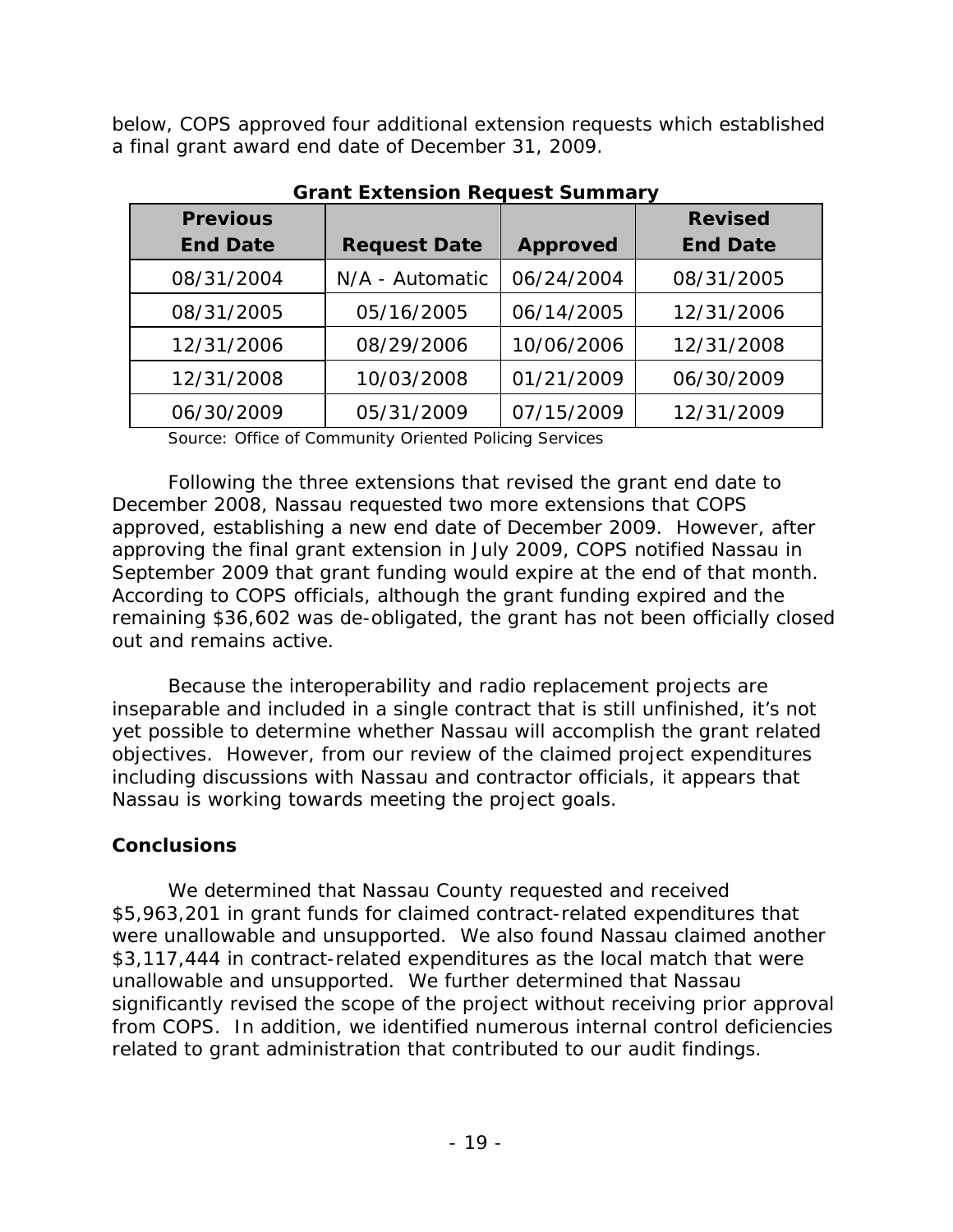below, COPS approved four additional extension requests which established a final grant award end date of December 31, 2009.

**Grant Extension Request Summary**

| Previous End Date | Request Date | Approved | Revised End Date |
|---|---|---|---|
| 08/31/2004 | N/A - Automatic | 06/24/2004 | 08/31/2005 |
| 08/31/2005 | 05/16/2005 | 06/14/2005 | 12/31/2006 |
| 12/31/2006 | 08/29/2006 | 10/06/2006 | 12/31/2008 |
| 12/31/2008 | 10/03/2008 | 01/21/2009 | 06/30/2009 |
| 06/30/2009 | 05/31/2009 | 07/15/2009 | 12/31/2009 |

Source: Office of Community Oriented Policing Services

Following the three extensions that revised the grant end date to December 2008, Nassau requested two more extensions that COPS approved, establishing a new end date of December 2009. However, after approving the final grant extension in July 2009, COPS notified Nassau in September 2009 that grant funding would expire at the end of that month. According to COPS officials, although the grant funding expired and the remaining $36,602 was de-obligated, the grant has not been officially closed out and remains active.

Because the interoperability and radio replacement projects are inseparable and included in a single contract that is still unfinished, it's not yet possible to determine whether Nassau will accomplish the grant related objectives. However, from our review of the claimed project expenditures including discussions with Nassau and contractor officials, it appears that Nassau is working towards meeting the project goals.

## Conclusions

We determined that Nassau County requested and received $5,963,201 in grant funds for claimed contract-related expenditures that were unallowable and unsupported. We also found Nassau claimed another $3,117,444 in contract-related expenditures as the local match that were unallowable and unsupported. We further determined that Nassau significantly revised the scope of the project without receiving prior approval from COPS. In addition, we identified numerous internal control deficiencies related to grant administration that contributed to our audit findings.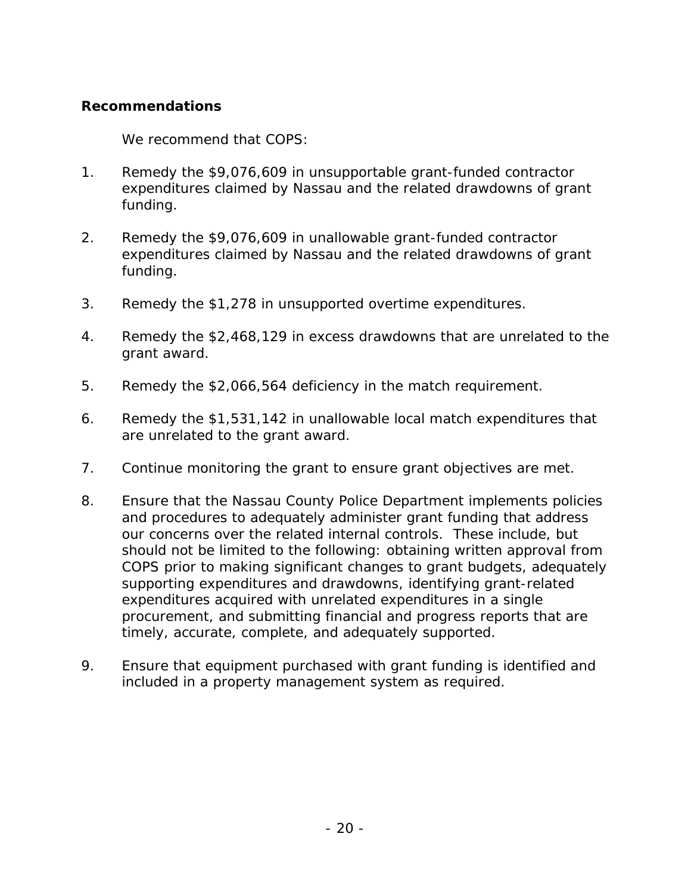**Recommendations**

We recommend that COPS:

1. Remedy the $9,076,609 in unsupportable grant-funded contractor expenditures claimed by Nassau and the related drawdowns of grant funding.

2. Remedy the $9,076,609 in unallowable grant-funded contractor expenditures claimed by Nassau and the related drawdowns of grant funding.

3. Remedy the $1,278 in unsupported overtime expenditures.

4. Remedy the $2,468,129 in excess drawdowns that are unrelated to the grant award.

5. Remedy the $2,066,564 deficiency in the match requirement.

6. Remedy the $1,531,142 in unallowable local match expenditures that are unrelated to the grant award.

7. Continue monitoring the grant to ensure grant objectives are met.

8. Ensure that the Nassau County Police Department implements policies and procedures to adequately administer grant funding that address our concerns over the related internal controls. These include, but should not be limited to the following: obtaining written approval from COPS prior to making significant changes to grant budgets, adequately supporting expenditures and drawdowns, identifying grant-related expenditures acquired with unrelated expenditures in a single procurement, and submitting financial and progress reports that are timely, accurate, complete, and adequately supported.

9. Ensure that equipment purchased with grant funding is identified and included in a property management system as required.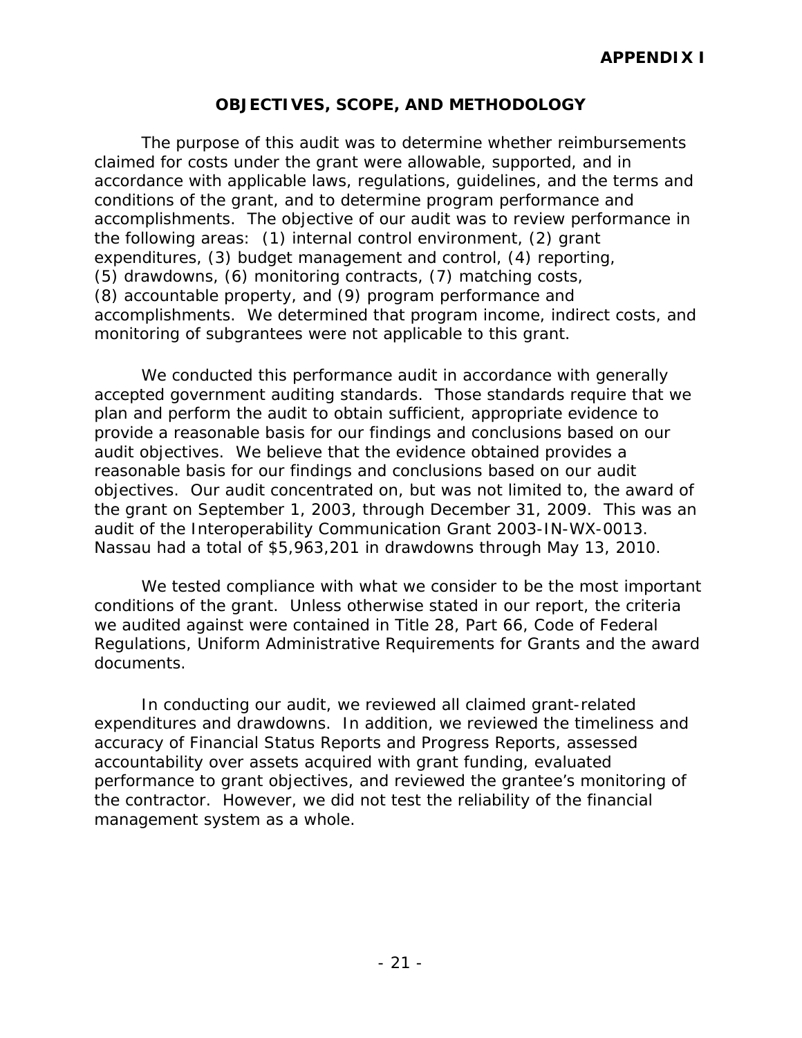**APPENDIX I**

## OBJECTIVES, SCOPE, AND METHODOLOGY

The purpose of this audit was to determine whether reimbursements claimed for costs under the grant were allowable, supported, and in accordance with applicable laws, regulations, guidelines, and the terms and conditions of the grant, and to determine program performance and accomplishments. The objective of our audit was to review performance in the following areas: (1) internal control environment, (2) grant expenditures, (3) budget management and control, (4) reporting, (5) drawdowns, (6) monitoring contracts, (7) matching costs, (8) accountable property, and (9) program performance and accomplishments. We determined that program income, indirect costs, and monitoring of subgrantees were not applicable to this grant.

We conducted this performance audit in accordance with generally accepted government auditing standards. Those standards require that we plan and perform the audit to obtain sufficient, appropriate evidence to provide a reasonable basis for our findings and conclusions based on our audit objectives. We believe that the evidence obtained provides a reasonable basis for our findings and conclusions based on our audit objectives. Our audit concentrated on, but was not limited to, the award of the grant on September 1, 2003, through December 31, 2009. This was an audit of the Interoperability Communication Grant 2003-IN-WX-0013. Nassau had a total of $5,963,201 in drawdowns through May 13, 2010.

We tested compliance with what we consider to be the most important conditions of the grant. Unless otherwise stated in our report, the criteria we audited against were contained in Title 28, Part 66, Code of Federal Regulations, Uniform Administrative Requirements for Grants and the award documents.

In conducting our audit, we reviewed all claimed grant-related expenditures and drawdowns. In addition, we reviewed the timeliness and accuracy of Financial Status Reports and Progress Reports, assessed accountability over assets acquired with grant funding, evaluated performance to grant objectives, and reviewed the grantee's monitoring of the contractor. However, we did not test the reliability of the financial management system as a whole.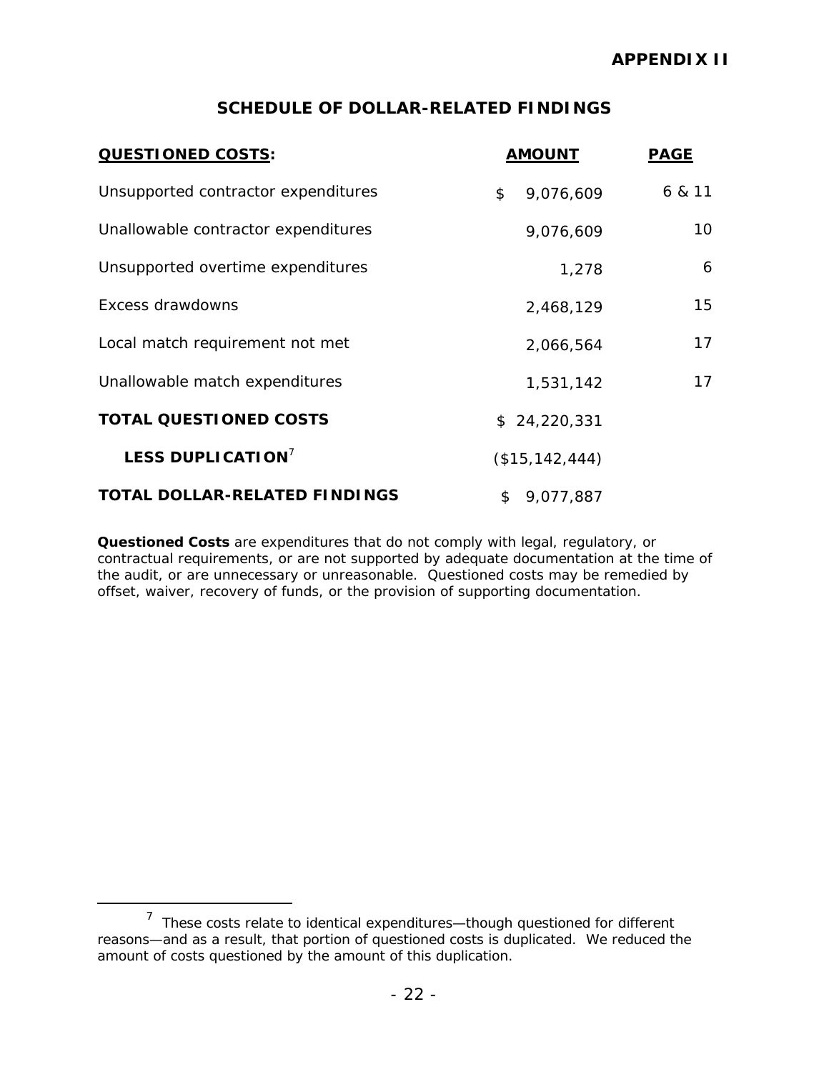**APPENDIX II**

## SCHEDULE OF DOLLAR-RELATED FINDINGS

| QUESTIONED COSTS: | AMOUNT | PAGE |
|---|---|---|
| Unsupported contractor expenditures | $ 9,076,609 | 6 & 11 |
| Unallowable contractor expenditures | 9,076,609 | 10 |
| Unsupported overtime expenditures | 1,278 | 6 |
| Excess drawdowns | 2,468,129 | 15 |
| Local match requirement not met | 2,066,564 | 17 |
| Unallowable match expenditures | 1,531,142 | 17 |
| **TOTAL QUESTIONED COSTS** | $ 24,220,331 | |
| **LESS DUPLICATION**[7] | ($15,142,444) | |
| **TOTAL DOLLAR-RELATED FINDINGS** | $ 9,077,887 | |

**Questioned Costs** are expenditures that do not comply with legal, regulatory, or contractual requirements, or are not supported by adequate documentation at the time of the audit, or are unnecessary or unreasonable. Questioned costs may be remedied by offset, waiver, recovery of funds, or the provision of supporting documentation.

---

[7] These costs relate to identical expenditures—though questioned for different reasons—and as a result, that portion of questioned costs is duplicated. We reduced the amount of costs questioned by the amount of this duplication.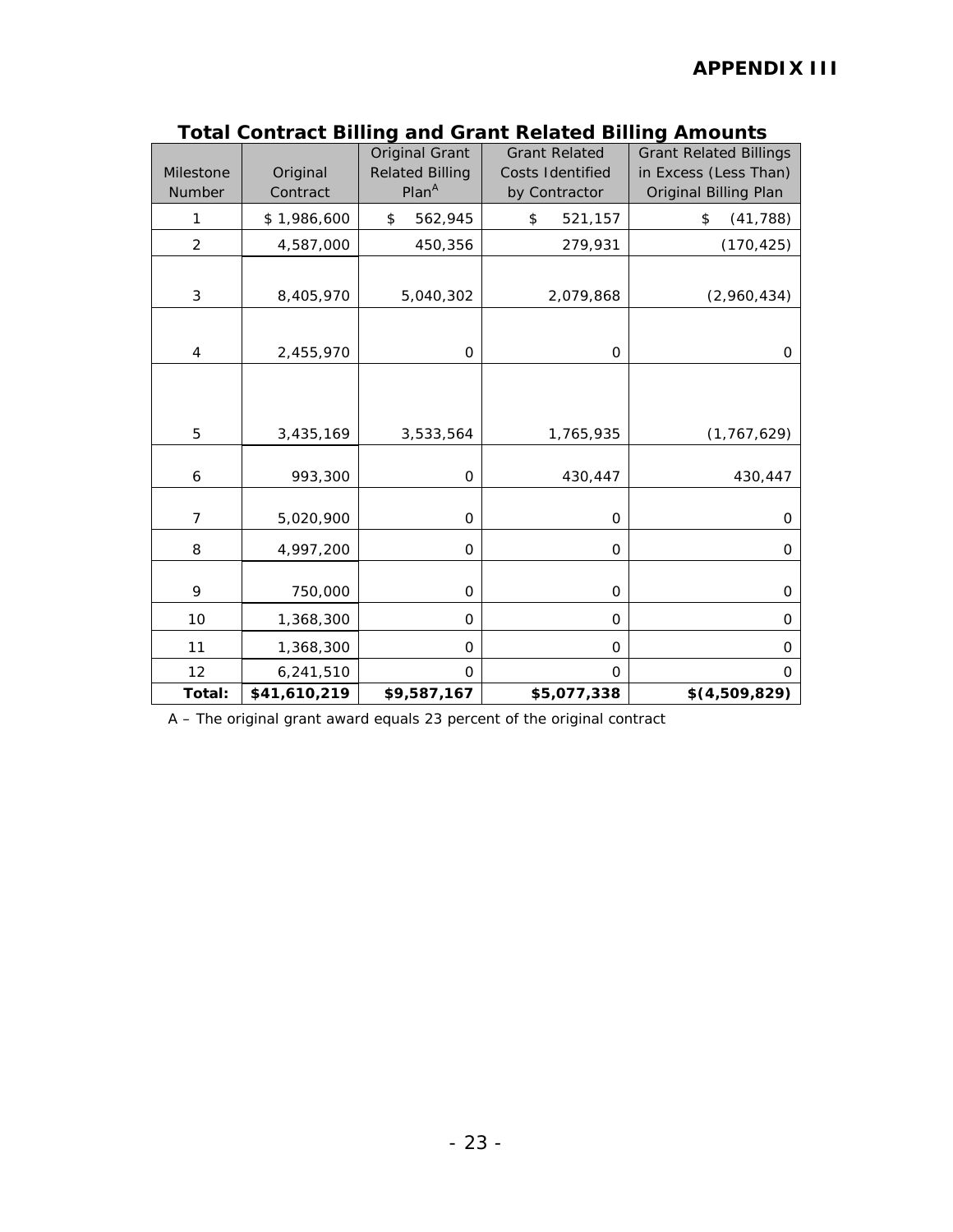# APPENDIX III

## Total Contract Billing and Grant Related Billing Amounts

| Milestone Number | Original Contract | Original Grant Related Billing Plan[A] | Grant Related Costs Identified by Contractor | Grant Related Billings in Excess (Less Than) Original Billing Plan |
|---|---|---|---|---|
| 1 | $ 1,986,600 | $ 562,945 | $ 521,157 | $ (41,788) |
| 2 | 4,587,000 | 450,356 | 279,931 | (170,425) |
| 3 | 8,405,970 | 5,040,302 | 2,079,868 | (2,960,434) |
| 4 | 2,455,970 | 0 | 0 | 0 |
| 5 | 3,435,169 | 3,533,564 | 1,765,935 | (1,767,629) |
| 6 | 993,300 | 0 | 430,447 | 430,447 |
| 7 | 5,020,900 | 0 | 0 | 0 |
| 8 | 4,997,200 | 0 | 0 | 0 |
| 9 | 750,000 | 0 | 0 | 0 |
| 10 | 1,368,300 | 0 | 0 | 0 |
| 11 | 1,368,300 | 0 | 0 | 0 |
| 12 | 6,241,510 | 0 | 0 | 0 |
| **Total:** | **$41,610,219** | **$9,587,167** | **$5,077,338** | **$(4,509,829)** |

A – The original grant award equals 23 percent of the original contract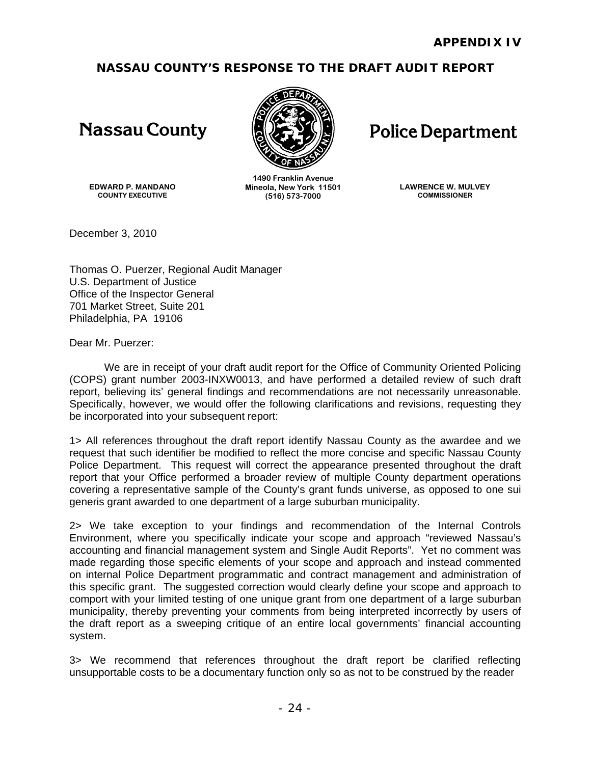**APPENDIX IV**

## NASSAU COUNTY'S RESPONSE TO THE DRAFT AUDIT REPORT

**Nassau County** **Police Department**

**EDWARD P. MANDANO**
**COUNTY EXECUTIVE**

**1490 Franklin Avenue**
**Mineola, New York 11501**
**(516) 573-7000**

**LAWRENCE W. MULVEY**
**COMMISSIONER**

December 3, 2010

Thomas O. Puerzer, Regional Audit Manager
U.S. Department of Justice
Office of the Inspector General
701 Market Street, Suite 201
Philadelphia, PA 19106

Dear Mr. Puerzer:

We are in receipt of your draft audit report for the Office of Community Oriented Policing (COPS) grant number 2003-INXW0013, and have performed a detailed review of such draft report, believing its' general findings and recommendations are not necessarily unreasonable. Specifically, however, we would offer the following clarifications and revisions, requesting they be incorporated into your subsequent report:

1> All references throughout the draft report identify Nassau County as the awardee and we request that such identifier be modified to reflect the more concise and specific Nassau County Police Department. This request will correct the appearance presented throughout the draft report that your Office performed a broader review of multiple County department operations covering a representative sample of the County's grant funds universe, as opposed to one sui generis grant awarded to one department of a large suburban municipality.

2> We take exception to your findings and recommendation of the Internal Controls Environment, where you specifically indicate your scope and approach "reviewed Nassau's accounting and financial management system and Single Audit Reports". Yet no comment was made regarding those specific elements of your scope and approach and instead commented on internal Police Department programmatic and contract management and administration of this specific grant. The suggested correction would clearly define your scope and approach to comport with your limited testing of one unique grant from one department of a large suburban municipality, thereby preventing your comments from being interpreted incorrectly by users of the draft report as a sweeping critique of an entire local governments' financial accounting system.

3> We recommend that references throughout the draft report be clarified reflecting unsupportable costs to be a documentary function only so as not to be construed by the reader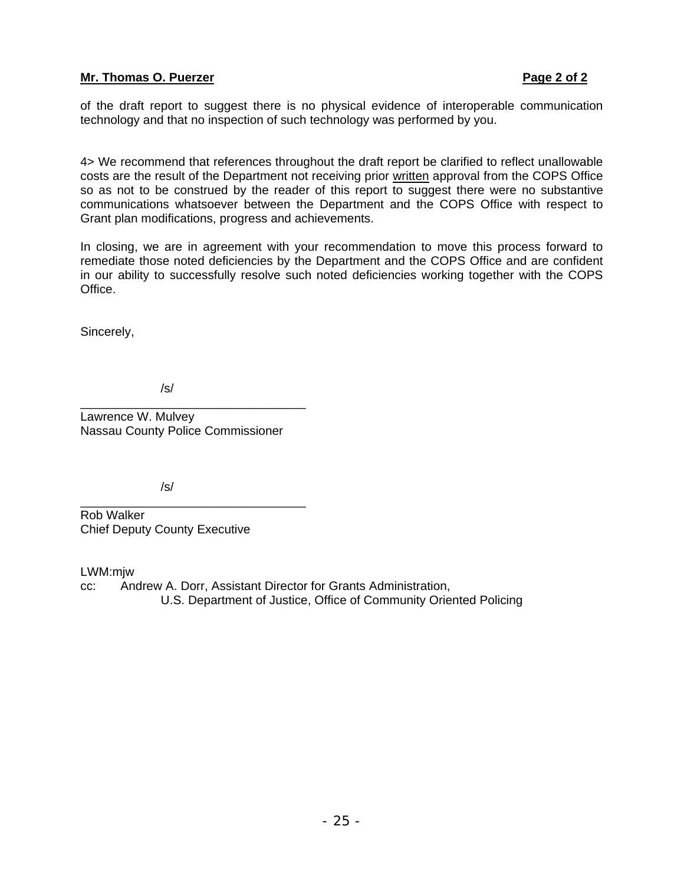of the draft report to suggest there is no physical evidence of interoperable communication technology and that no inspection of such technology was performed by you.

4> We recommend that references throughout the draft report be clarified to reflect unallowable costs are the result of the Department not receiving prior <u>written</u> approval from the COPS Office so as not to be construed by the reader of this report to suggest there were no substantive communications whatsoever between the Department and the COPS Office with respect to Grant plan modifications, progress and achievements.

In closing, we are in agreement with your recommendation to move this process forward to remediate those noted deficiencies by the Department and the COPS Office and are confident in our ability to successfully resolve such noted deficiencies working together with the COPS Office.

Sincerely,

/s/

Lawrence W. Mulvey
Nassau County Police Commissioner

/s/

Rob Walker
Chief Deputy County Executive

LWM:mjw

cc: Andrew A. Dorr, Assistant Director for Grants Administration,
U.S. Department of Justice, Office of Community Oriented Policing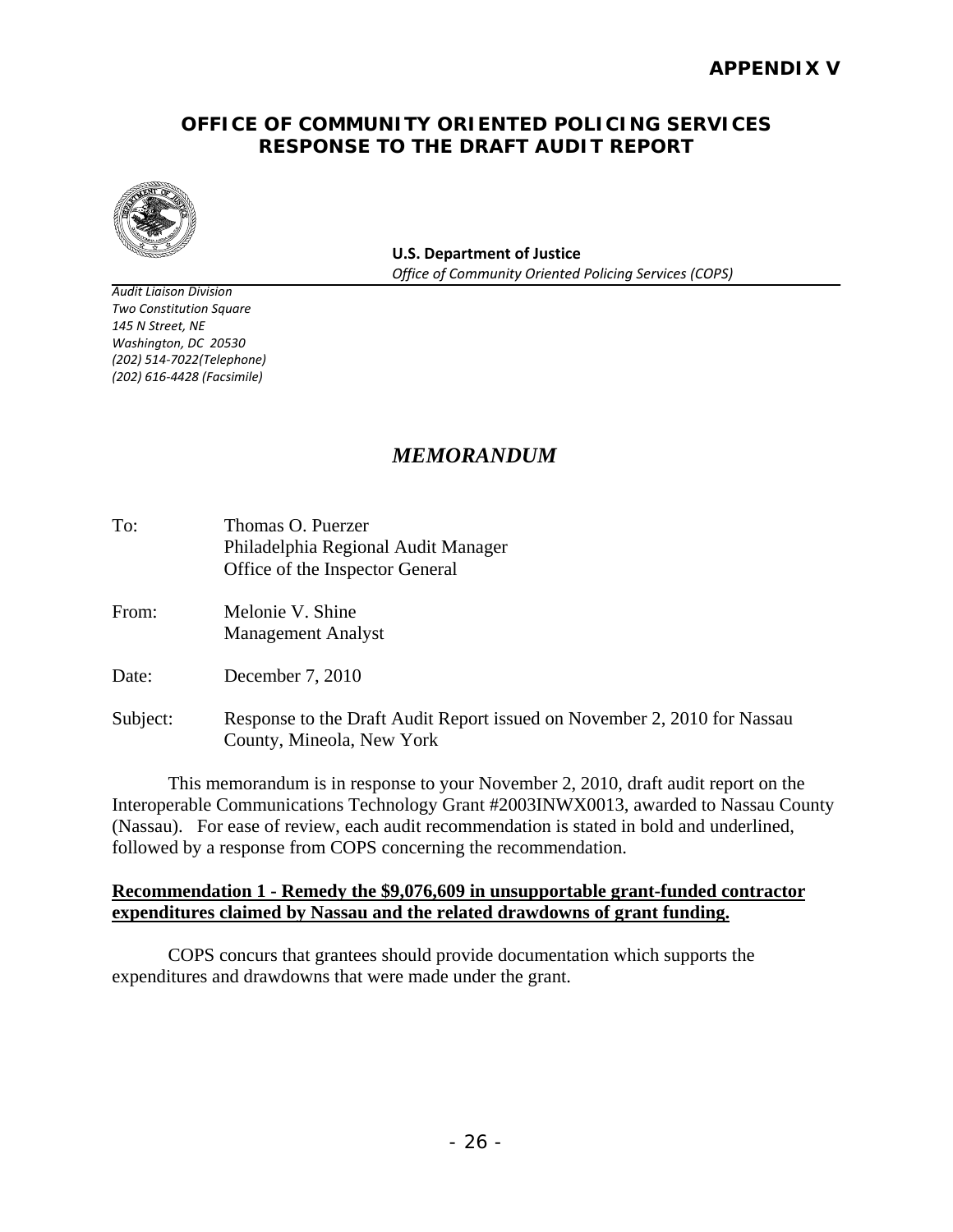# APPENDIX V

## OFFICE OF COMMUNITY ORIENTED POLICING SERVICES RESPONSE TO THE DRAFT AUDIT REPORT

**U.S. Department of Justice**
*Office of Community Oriented Policing Services (COPS)*

*Audit Liaison Division*
*Two Constitution Square*
*145 N Street, NE*
*Washington, DC 20530*
*(202) 514-7022(Telephone)*
*(202) 616-4428 (Facsimile)*

## *MEMORANDUM*

To: Thomas O. Puerzer
Philadelphia Regional Audit Manager
Office of the Inspector General

From: Melonie V. Shine
Management Analyst

Date: December 7, 2010

Subject: Response to the Draft Audit Report issued on November 2, 2010 for Nassau County, Mineola, New York

This memorandum is in response to your November 2, 2010, draft audit report on the Interoperable Communications Technology Grant #2003INWX0013, awarded to Nassau County (Nassau). For ease of review, each audit recommendation is stated in bold and underlined, followed by a response from COPS concerning the recommendation.

**<u>Recommendation 1 - Remedy the $9,076,609 in unsupportable grant-funded contractor expenditures claimed by Nassau and the related drawdowns of grant funding.</u>**

COPS concurs that grantees should provide documentation which supports the expenditures and drawdowns that were made under the grant.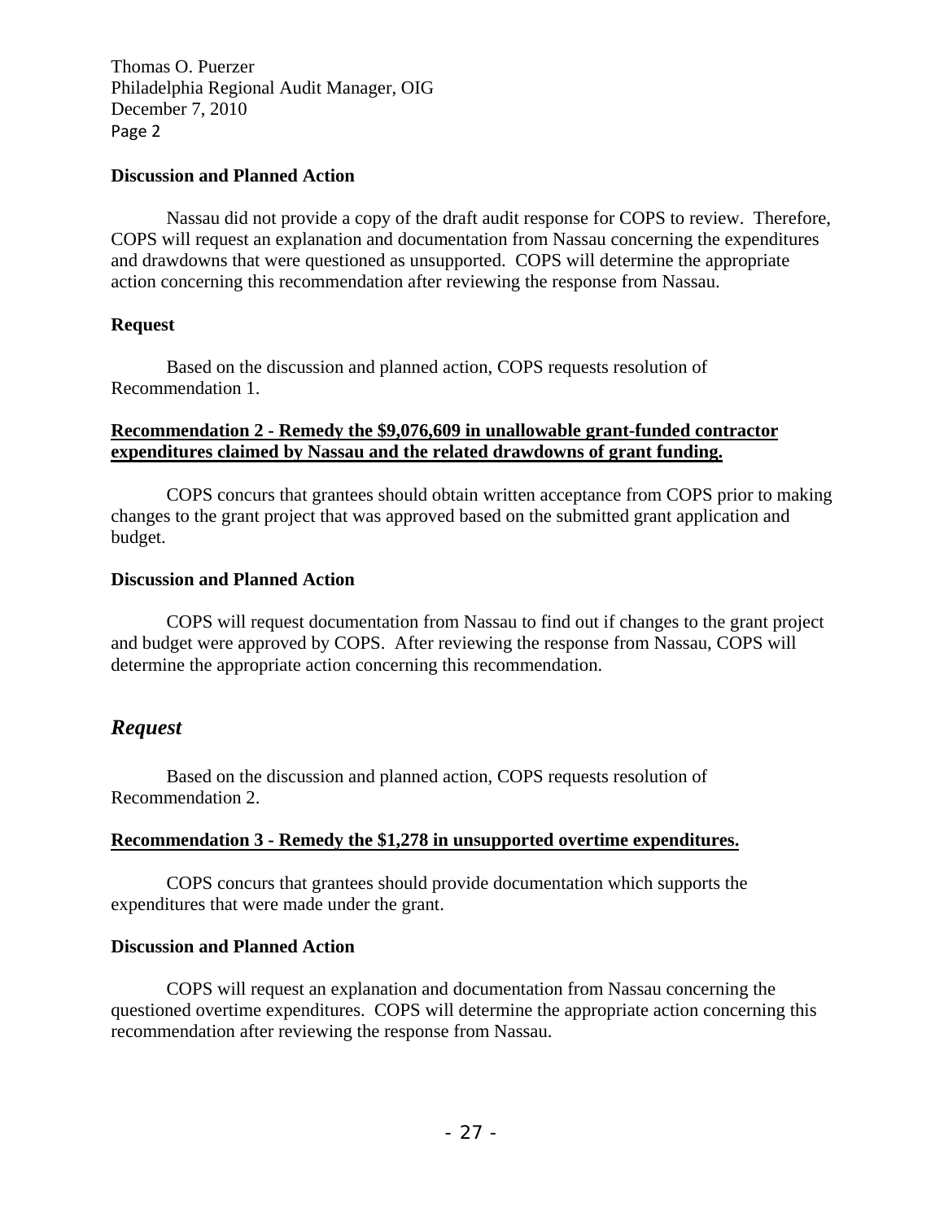Thomas O. Puerzer
Philadelphia Regional Audit Manager, OIG
December 7, 2010
Page 2

**Discussion and Planned Action**

Nassau did not provide a copy of the draft audit response for COPS to review. Therefore, COPS will request an explanation and documentation from Nassau concerning the expenditures and drawdowns that were questioned as unsupported. COPS will determine the appropriate action concerning this recommendation after reviewing the response from Nassau.

**Request**

Based on the discussion and planned action, COPS requests resolution of Recommendation 1.

**Recommendation 2 - Remedy the $9,076,609 in unallowable grant-funded contractor expenditures claimed by Nassau and the related drawdowns of grant funding.**

COPS concurs that grantees should obtain written acceptance from COPS prior to making changes to the grant project that was approved based on the submitted grant application and budget.

**Discussion and Planned Action**

COPS will request documentation from Nassau to find out if changes to the grant project and budget were approved by COPS. After reviewing the response from Nassau, COPS will determine the appropriate action concerning this recommendation.

***Request***

Based on the discussion and planned action, COPS requests resolution of Recommendation 2.

**Recommendation 3 - Remedy the $1,278 in unsupported overtime expenditures.**

COPS concurs that grantees should provide documentation which supports the expenditures that were made under the grant.

**Discussion and Planned Action**

COPS will request an explanation and documentation from Nassau concerning the questioned overtime expenditures. COPS will determine the appropriate action concerning this recommendation after reviewing the response from Nassau.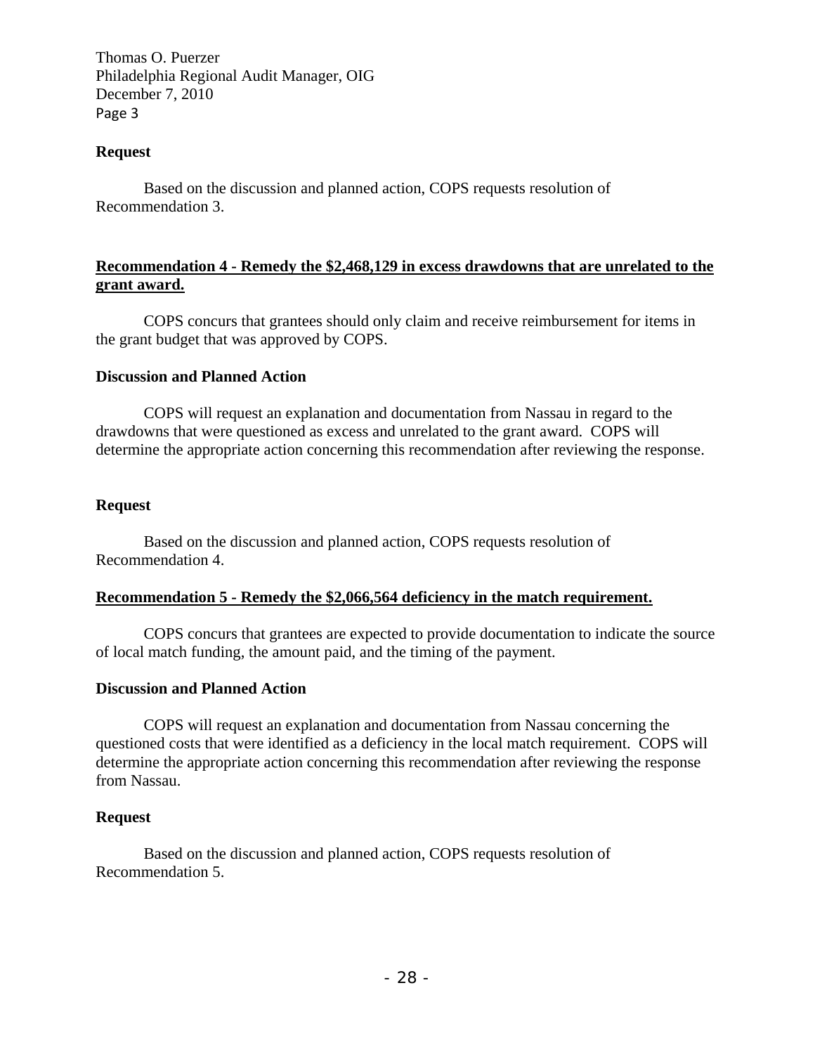Thomas O. Puerzer
Philadelphia Regional Audit Manager, OIG
December 7, 2010
Page 3

**Request**

Based on the discussion and planned action, COPS requests resolution of Recommendation 3.

**<u>Recommendation 4 - Remedy the $2,468,129 in excess drawdowns that are unrelated to the grant award.</u>**

COPS concurs that grantees should only claim and receive reimbursement for items in the grant budget that was approved by COPS.

**Discussion and Planned Action**

COPS will request an explanation and documentation from Nassau in regard to the drawdowns that were questioned as excess and unrelated to the grant award. COPS will determine the appropriate action concerning this recommendation after reviewing the response.

**Request**

Based on the discussion and planned action, COPS requests resolution of Recommendation 4.

**<u>Recommendation 5 - Remedy the $2,066,564 deficiency in the match requirement.</u>**

COPS concurs that grantees are expected to provide documentation to indicate the source of local match funding, the amount paid, and the timing of the payment.

**Discussion and Planned Action**

COPS will request an explanation and documentation from Nassau concerning the questioned costs that were identified as a deficiency in the local match requirement. COPS will determine the appropriate action concerning this recommendation after reviewing the response from Nassau.

**Request**

Based on the discussion and planned action, COPS requests resolution of Recommendation 5.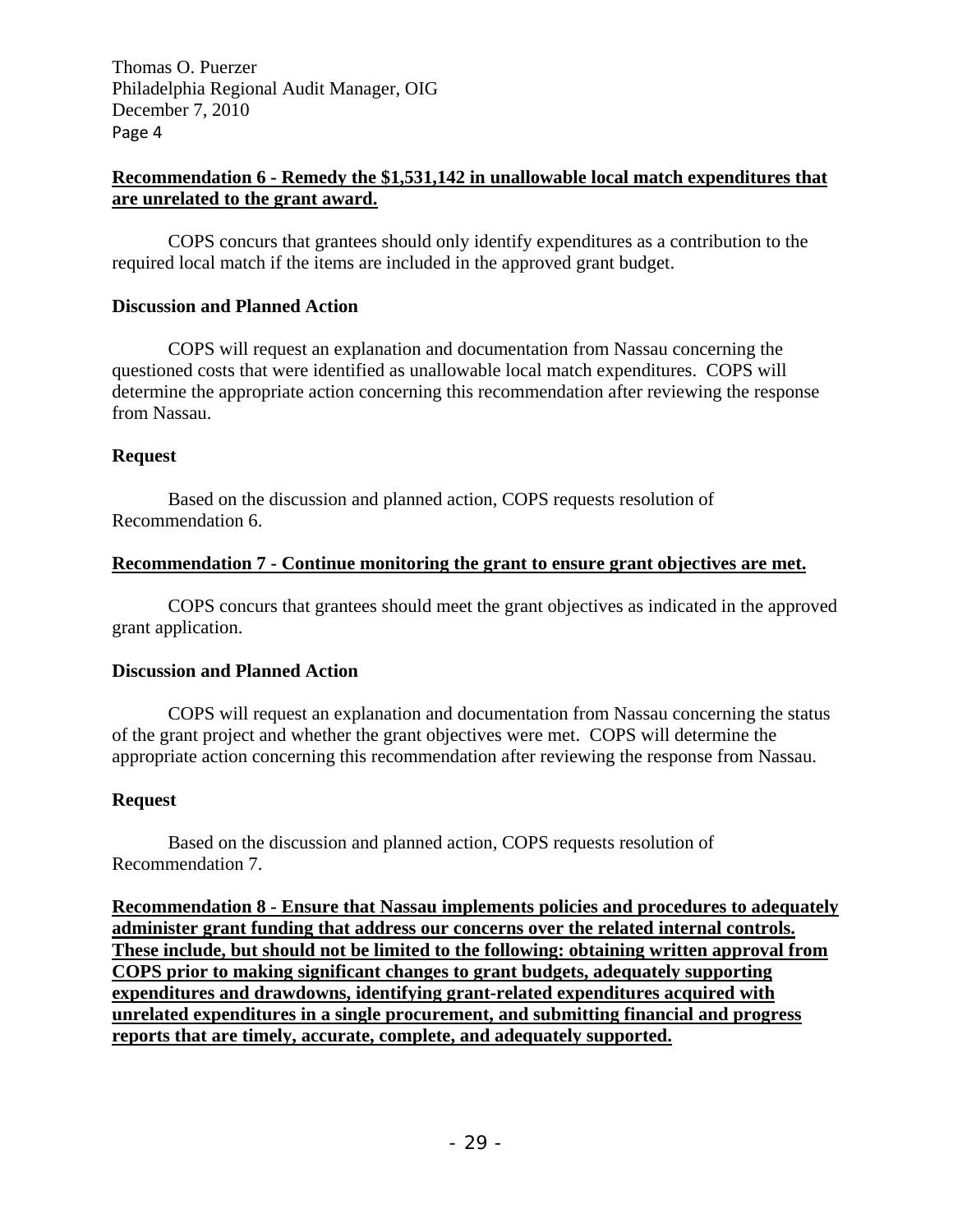Thomas O. Puerzer
Philadelphia Regional Audit Manager, OIG
December 7, 2010
Page 4

**Recommendation 6 - Remedy the $1,531,142 in unallowable local match expenditures that are unrelated to the grant award.**

COPS concurs that grantees should only identify expenditures as a contribution to the required local match if the items are included in the approved grant budget.

**Discussion and Planned Action**

COPS will request an explanation and documentation from Nassau concerning the questioned costs that were identified as unallowable local match expenditures. COPS will determine the appropriate action concerning this recommendation after reviewing the response from Nassau.

**Request**

Based on the discussion and planned action, COPS requests resolution of Recommendation 6.

**Recommendation 7 - Continue monitoring the grant to ensure grant objectives are met.**

COPS concurs that grantees should meet the grant objectives as indicated in the approved grant application.

**Discussion and Planned Action**

COPS will request an explanation and documentation from Nassau concerning the status of the grant project and whether the grant objectives were met. COPS will determine the appropriate action concerning this recommendation after reviewing the response from Nassau.

**Request**

Based on the discussion and planned action, COPS requests resolution of Recommendation 7.

**Recommendation 8 - Ensure that Nassau implements policies and procedures to adequately administer grant funding that address our concerns over the related internal controls. These include, but should not be limited to the following: obtaining written approval from COPS prior to making significant changes to grant budgets, adequately supporting expenditures and drawdowns, identifying grant-related expenditures acquired with unrelated expenditures in a single procurement, and submitting financial and progress reports that are timely, accurate, complete, and adequately supported.**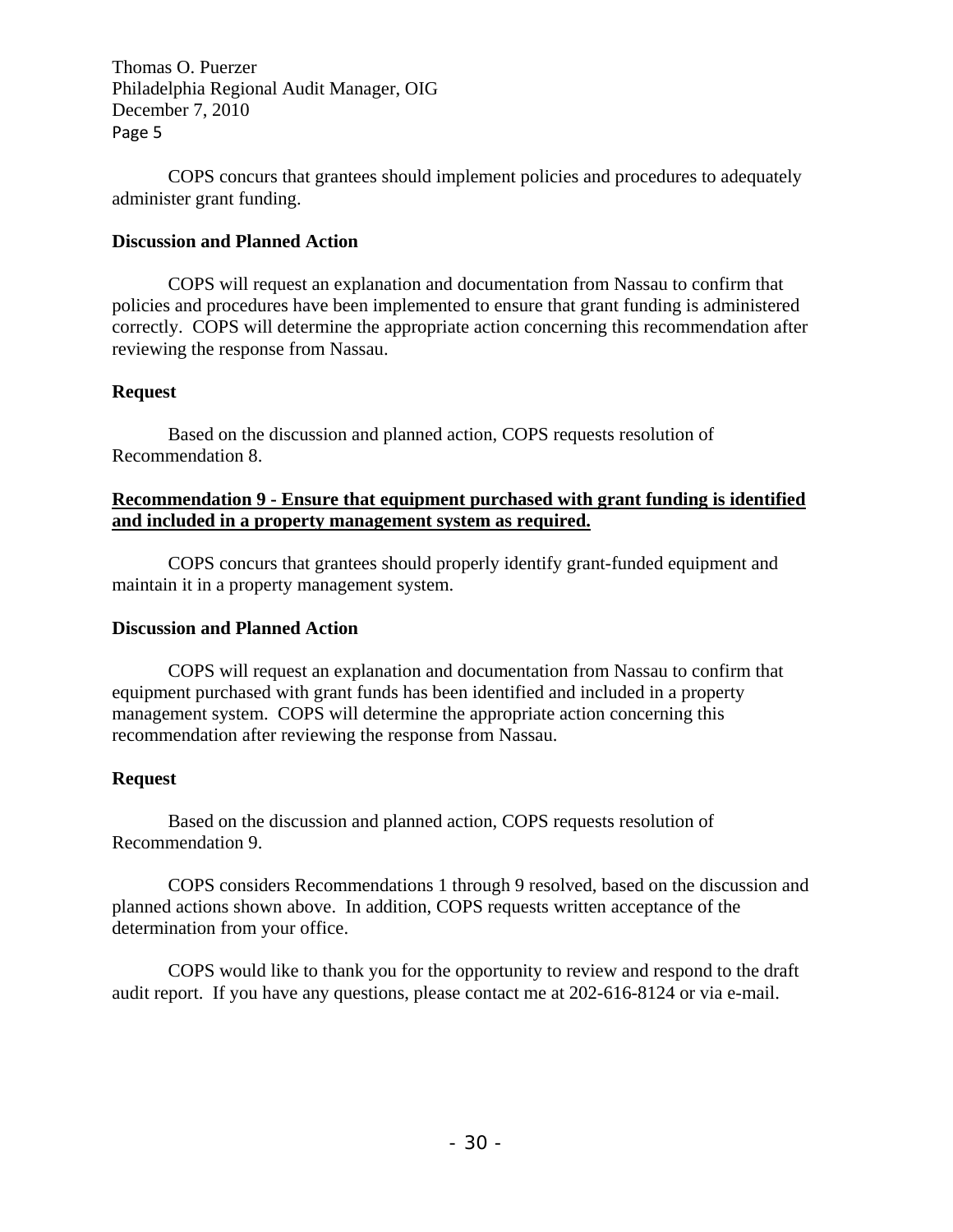COPS concurs that grantees should implement policies and procedures to adequately administer grant funding.

**Discussion and Planned Action**

COPS will request an explanation and documentation from Nassau to confirm that policies and procedures have been implemented to ensure that grant funding is administered correctly. COPS will determine the appropriate action concerning this recommendation after reviewing the response from Nassau.

**Request**

Based on the discussion and planned action, COPS requests resolution of Recommendation 8.

**Recommendation 9 - Ensure that equipment purchased with grant funding is identified and included in a property management system as required.**

COPS concurs that grantees should properly identify grant-funded equipment and maintain it in a property management system.

**Discussion and Planned Action**

COPS will request an explanation and documentation from Nassau to confirm that equipment purchased with grant funds has been identified and included in a property management system. COPS will determine the appropriate action concerning this recommendation after reviewing the response from Nassau.

**Request**

Based on the discussion and planned action, COPS requests resolution of Recommendation 9.

COPS considers Recommendations 1 through 9 resolved, based on the discussion and planned actions shown above. In addition, COPS requests written acceptance of the determination from your office.

COPS would like to thank you for the opportunity to review and respond to the draft audit report. If you have any questions, please contact me at 202-616-8124 or via e-mail.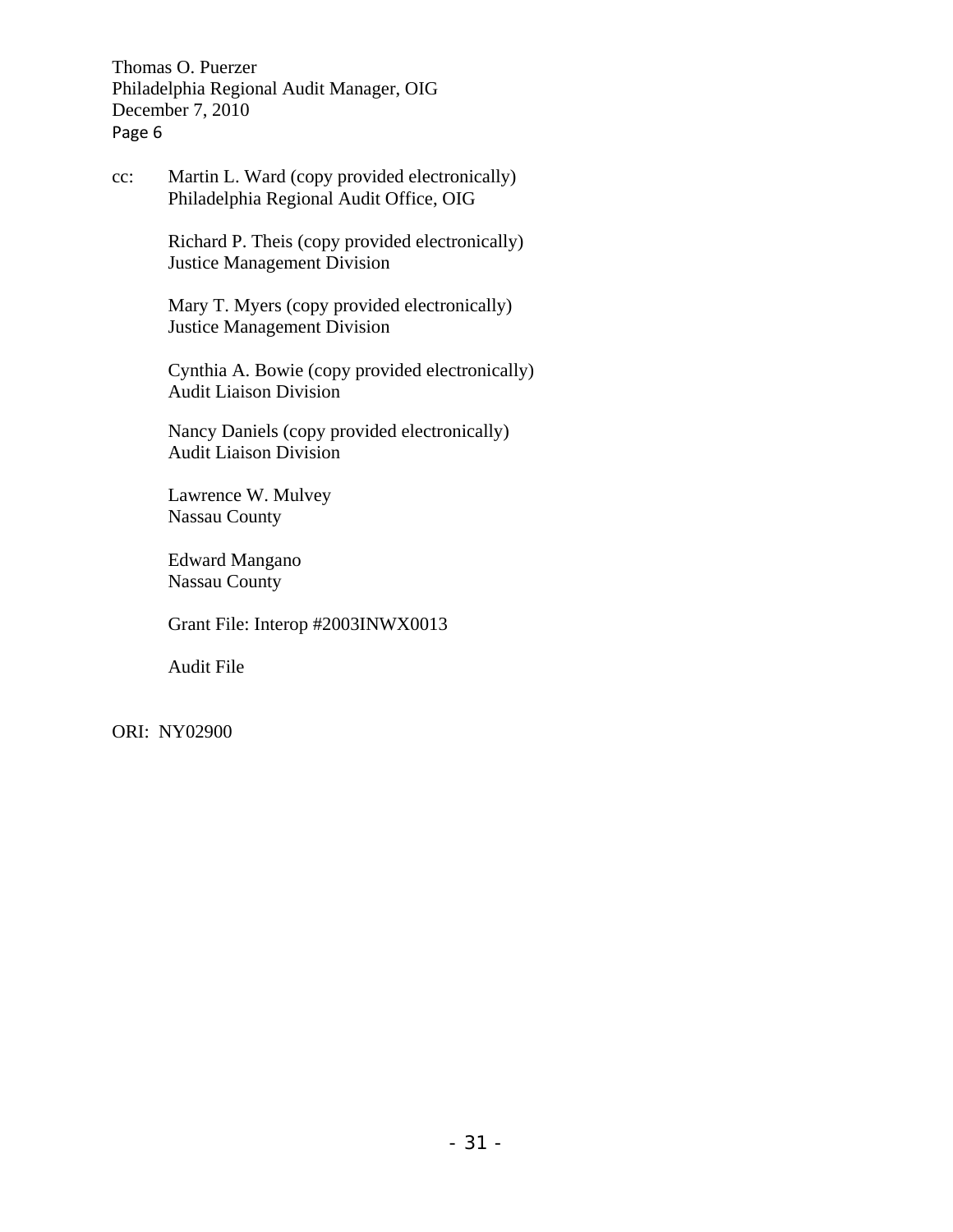Thomas O. Puerzer
Philadelphia Regional Audit Manager, OIG
December 7, 2010
Page 6

cc: Martin L. Ward (copy provided electronically)
Philadelphia Regional Audit Office, OIG

Richard P. Theis (copy provided electronically)
Justice Management Division

Mary T. Myers (copy provided electronically)
Justice Management Division

Cynthia A. Bowie (copy provided electronically)
Audit Liaison Division

Nancy Daniels (copy provided electronically)
Audit Liaison Division

Lawrence W. Mulvey
Nassau County

Edward Mangano
Nassau County

Grant File: Interop #2003INWX0013

Audit File

ORI: NY02900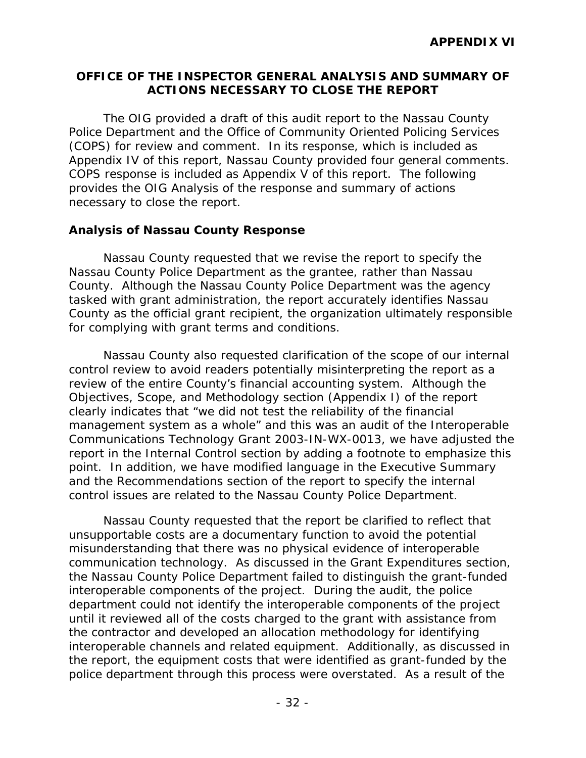**APPENDIX VI**

## OFFICE OF THE INSPECTOR GENERAL ANALYSIS AND SUMMARY OF ACTIONS NECESSARY TO CLOSE THE REPORT

The OIG provided a draft of this audit report to the Nassau County Police Department and the Office of Community Oriented Policing Services (COPS) for review and comment. In its response, which is included as Appendix IV of this report, Nassau County provided four general comments. COPS response is included as Appendix V of this report. The following provides the OIG Analysis of the response and summary of actions necessary to close the report.

### Analysis of Nassau County Response

Nassau County requested that we revise the report to specify the Nassau County Police Department as the grantee, rather than Nassau County. Although the Nassau County Police Department was the agency tasked with grant administration, the report accurately identifies Nassau County as the official grant recipient, the organization ultimately responsible for complying with grant terms and conditions.

Nassau County also requested clarification of the scope of our internal control review to avoid readers potentially misinterpreting the report as a review of the entire County's financial accounting system. Although the Objectives, Scope, and Methodology section (Appendix I) of the report clearly indicates that "we did not test the reliability of the financial management system as a whole" and this was an audit of the Interoperable Communications Technology Grant 2003-IN-WX-0013, we have adjusted the report in the Internal Control section by adding a footnote to emphasize this point. In addition, we have modified language in the Executive Summary and the Recommendations section of the report to specify the internal control issues are related to the Nassau County Police Department.

Nassau County requested that the report be clarified to reflect that unsupportable costs are a documentary function to avoid the potential misunderstanding that there was no physical evidence of interoperable communication technology. As discussed in the Grant Expenditures section, the Nassau County Police Department failed to distinguish the grant-funded interoperable components of the project. During the audit, the police department could not identify the interoperable components of the project until it reviewed all of the costs charged to the grant with assistance from the contractor and developed an allocation methodology for identifying interoperable channels and related equipment. Additionally, as discussed in the report, the equipment costs that were identified as grant-funded by the police department through this process were overstated. As a result of the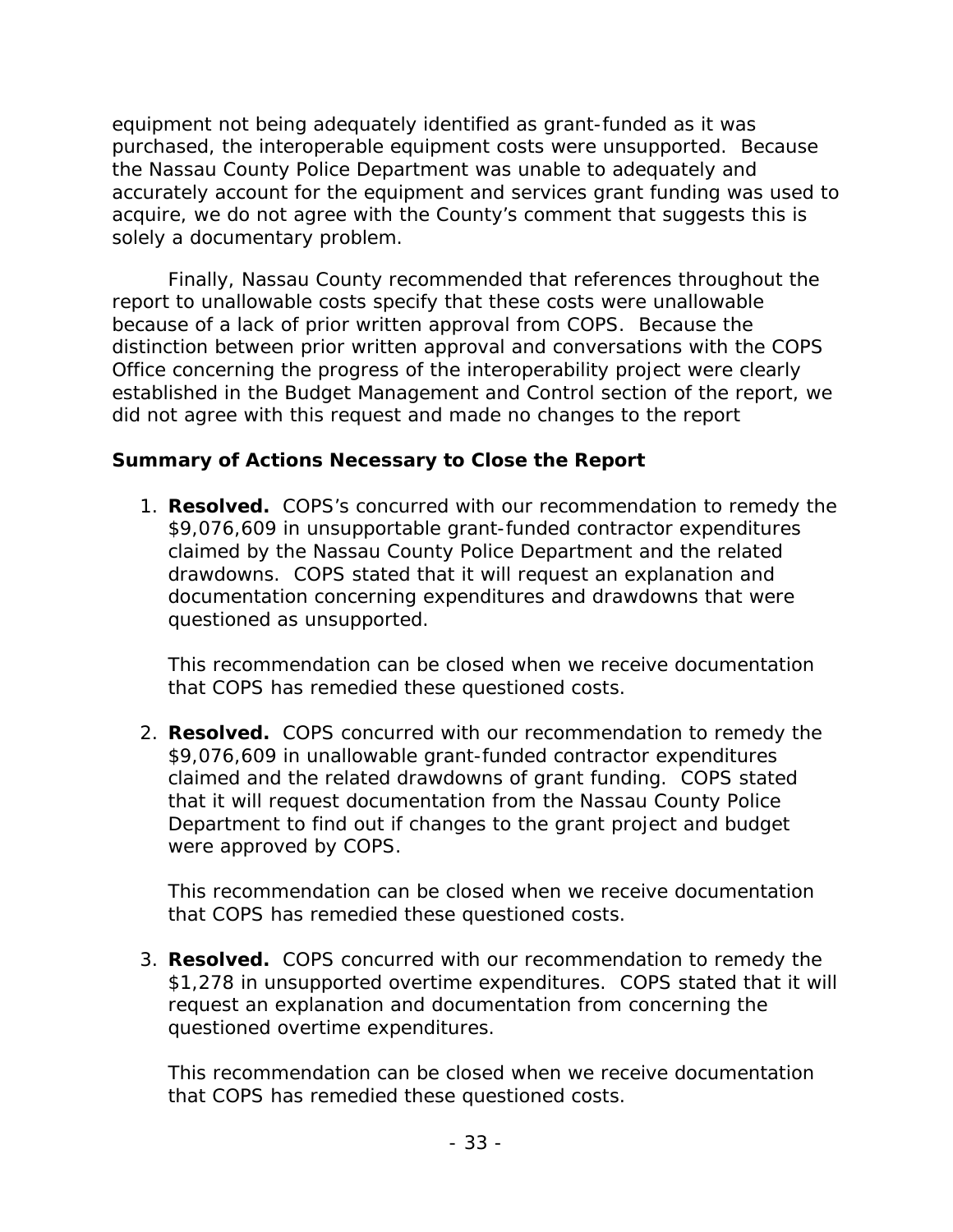equipment not being adequately identified as grant-funded as it was purchased, the interoperable equipment costs were unsupported. Because the Nassau County Police Department was unable to adequately and accurately account for the equipment and services grant funding was used to acquire, we do not agree with the County's comment that suggests this is solely a documentary problem.

Finally, Nassau County recommended that references throughout the report to unallowable costs specify that these costs were unallowable because of a lack of prior written approval from COPS. Because the distinction between prior written approval and conversations with the COPS Office concerning the progress of the interoperability project were clearly established in the Budget Management and Control section of the report, we did not agree with this request and made no changes to the report

**Summary of Actions Necessary to Close the Report**

1. **Resolved.** COPS's concurred with our recommendation to remedy the $9,076,609 in unsupportable grant-funded contractor expenditures claimed by the Nassau County Police Department and the related drawdowns. COPS stated that it will request an explanation and documentation concerning expenditures and drawdowns that were questioned as unsupported.

   This recommendation can be closed when we receive documentation that COPS has remedied these questioned costs.

2. **Resolved.** COPS concurred with our recommendation to remedy the $9,076,609 in unallowable grant-funded contractor expenditures claimed and the related drawdowns of grant funding. COPS stated that it will request documentation from the Nassau County Police Department to find out if changes to the grant project and budget were approved by COPS.

   This recommendation can be closed when we receive documentation that COPS has remedied these questioned costs.

3. **Resolved.** COPS concurred with our recommendation to remedy the $1,278 in unsupported overtime expenditures. COPS stated that it will request an explanation and documentation from concerning the questioned overtime expenditures.

   This recommendation can be closed when we receive documentation that COPS has remedied these questioned costs.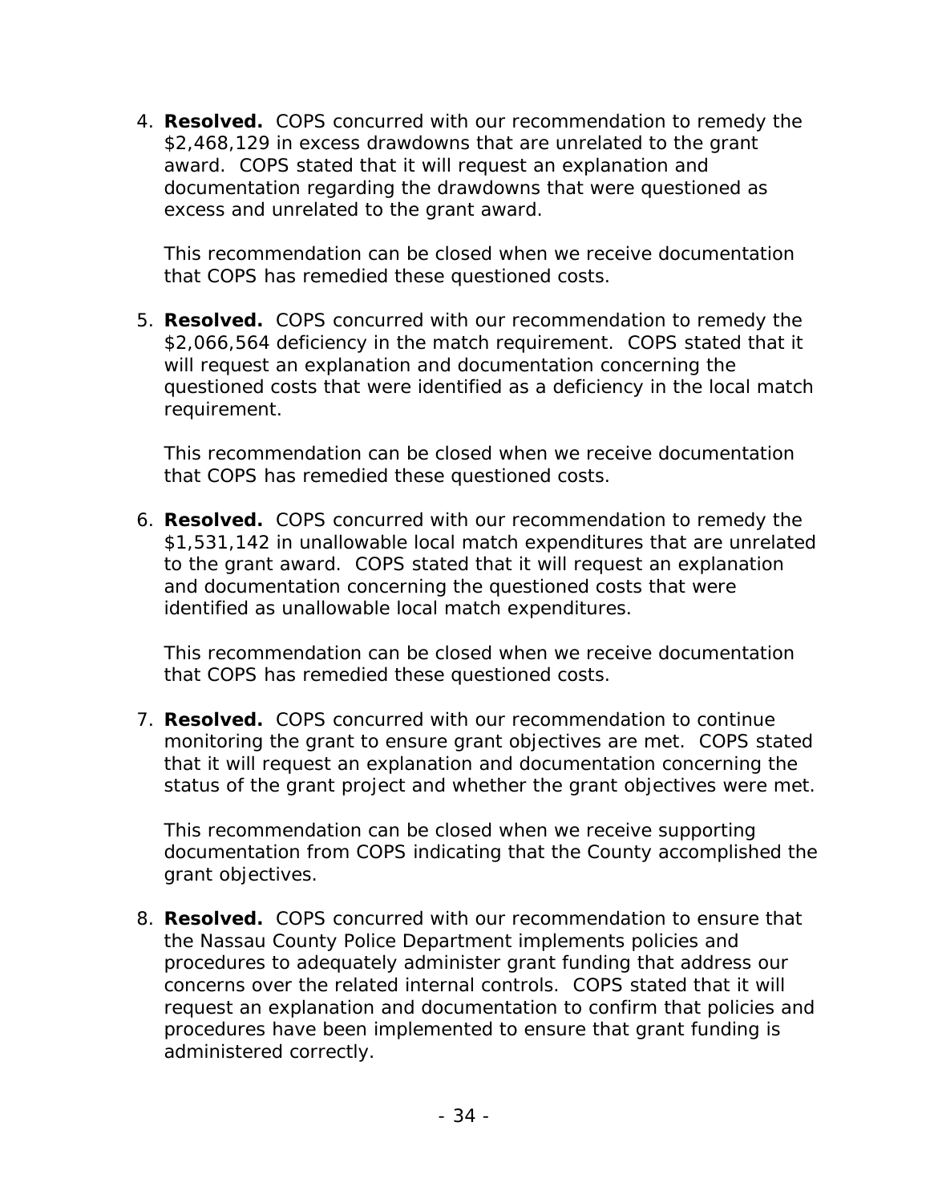4. **Resolved.** COPS concurred with our recommendation to remedy the $2,468,129 in excess drawdowns that are unrelated to the grant award. COPS stated that it will request an explanation and documentation regarding the drawdowns that were questioned as excess and unrelated to the grant award.

   This recommendation can be closed when we receive documentation that COPS has remedied these questioned costs.

5. **Resolved.** COPS concurred with our recommendation to remedy the $2,066,564 deficiency in the match requirement. COPS stated that it will request an explanation and documentation concerning the questioned costs that were identified as a deficiency in the local match requirement.

   This recommendation can be closed when we receive documentation that COPS has remedied these questioned costs.

6. **Resolved.** COPS concurred with our recommendation to remedy the $1,531,142 in unallowable local match expenditures that are unrelated to the grant award. COPS stated that it will request an explanation and documentation concerning the questioned costs that were identified as unallowable local match expenditures.

   This recommendation can be closed when we receive documentation that COPS has remedied these questioned costs.

7. **Resolved.** COPS concurred with our recommendation to continue monitoring the grant to ensure grant objectives are met. COPS stated that it will request an explanation and documentation concerning the status of the grant project and whether the grant objectives were met.

   This recommendation can be closed when we receive supporting documentation from COPS indicating that the County accomplished the grant objectives.

8. **Resolved.** COPS concurred with our recommendation to ensure that the Nassau County Police Department implements policies and procedures to adequately administer grant funding that address our concerns over the related internal controls. COPS stated that it will request an explanation and documentation to confirm that policies and procedures have been implemented to ensure that grant funding is administered correctly.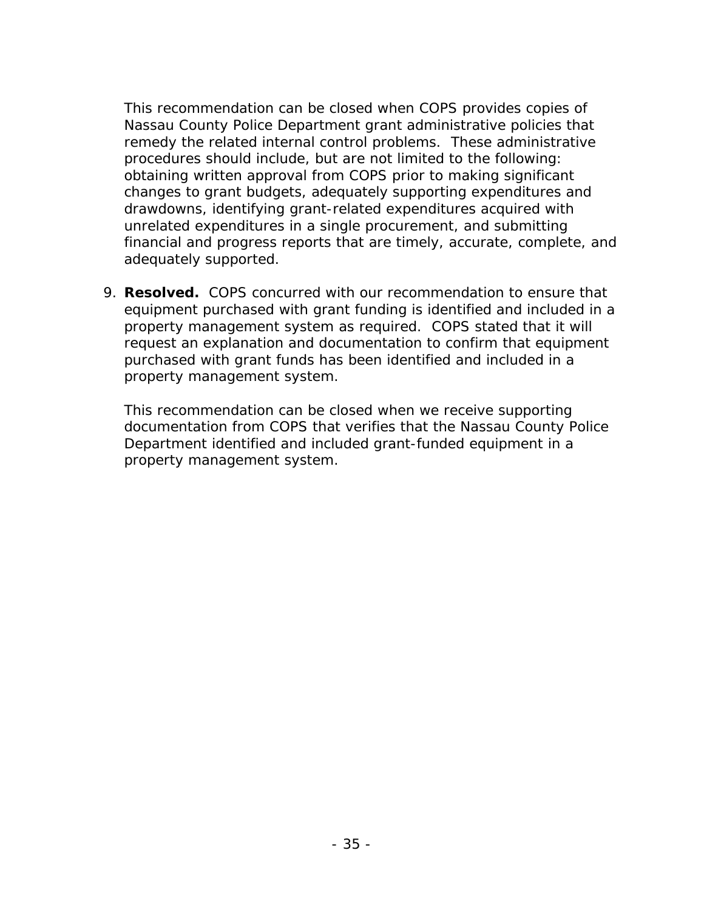This recommendation can be closed when COPS provides copies of Nassau County Police Department grant administrative policies that remedy the related internal control problems. These administrative procedures should include, but are not limited to the following: obtaining written approval from COPS prior to making significant changes to grant budgets, adequately supporting expenditures and drawdowns, identifying grant-related expenditures acquired with unrelated expenditures in a single procurement, and submitting financial and progress reports that are timely, accurate, complete, and adequately supported.

9. **Resolved.** COPS concurred with our recommendation to ensure that equipment purchased with grant funding is identified and included in a property management system as required. COPS stated that it will request an explanation and documentation to confirm that equipment purchased with grant funds has been identified and included in a property management system.

   This recommendation can be closed when we receive supporting documentation from COPS that verifies that the Nassau County Police Department identified and included grant-funded equipment in a property management system.